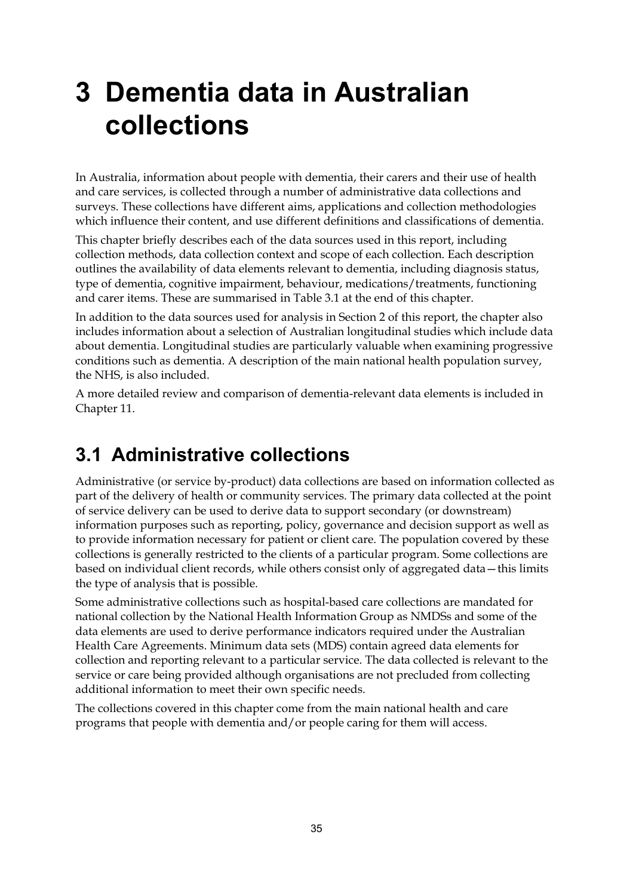# 3 Dementia data in Australian collections

In Australia, information about people with dementia, their carers and their use of health and care services, is collected through a number of administrative data collections and surveys. These collections have different aims, applications and collection methodologies which influence their content, and use different definitions and classifications of dementia.

This chapter briefly describes each of the data sources used in this report, including collection methods, data collection context and scope of each collection. Each description outlines the availability of data elements relevant to dementia, including diagnosis status, type of dementia, cognitive impairment, behaviour, medications/treatments, functioning and carer items. These are summarised in Table 3.1 at the end of this chapter.

In addition to the data sources used for analysis in Section 2 of this report, the chapter also includes information about a selection of Australian longitudinal studies which include data about dementia. Longitudinal studies are particularly valuable when examining progressive conditions such as dementia. A description of the main national health population survey, the NHS, is also included.

A more detailed review and comparison of dementia-relevant data elements is included in Chapter 11.

## 3.1 Administrative collections

Administrative (or service by-product) data collections are based on information collected as part of the delivery of health or community services. The primary data collected at the point of service delivery can be used to derive data to support secondary (or downstream) information purposes such as reporting, policy, governance and decision support as well as to provide information necessary for patient or client care. The population covered by these collections is generally restricted to the clients of a particular program. Some collections are based on individual client records, while others consist only of aggregated data—this limits the type of analysis that is possible.

Some administrative collections such as hospital-based care collections are mandated for national collection by the National Health Information Group as NMDSs and some of the data elements are used to derive performance indicators required under the Australian Health Care Agreements. Minimum data sets (MDS) contain agreed data elements for collection and reporting relevant to a particular service. The data collected is relevant to the service or care being provided although organisations are not precluded from collecting additional information to meet their own specific needs.

The collections covered in this chapter come from the main national health and care programs that people with dementia and/or people caring for them will access.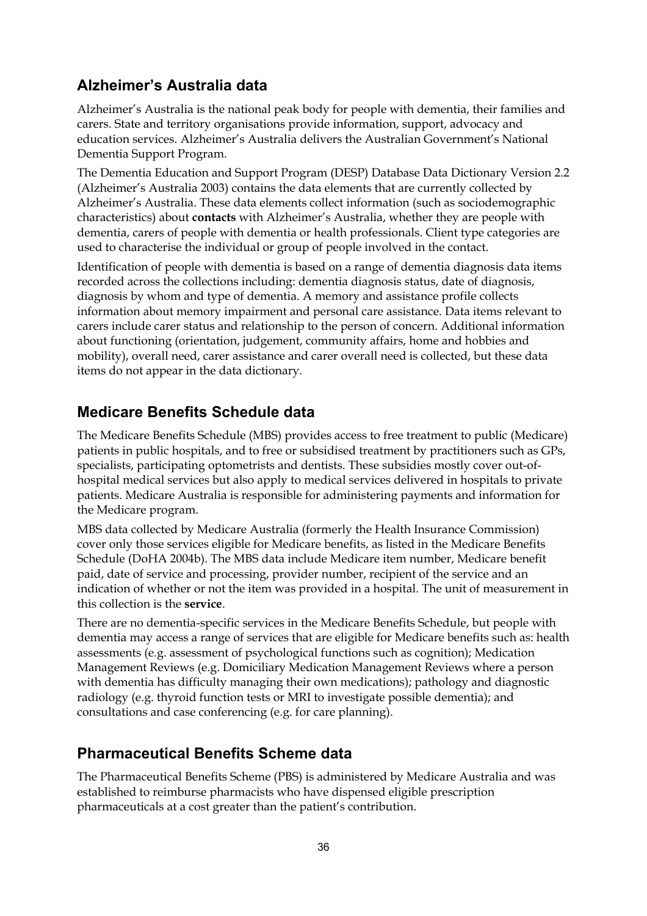## Alzheimer's Australia data

Alzheimer's Australia is the national peak body for people with dementia, their families and carers. State and territory organisations provide information, support, advocacy and education services. Alzheimer's Australia delivers the Australian Government's National Dementia Support Program.

The Dementia Education and Support Program (DESP) Database Data Dictionary Version 2.2 (Alzheimer's Australia 2003) contains the data elements that are currently collected by Alzheimer's Australia. These data elements collect information (such as sociodemographic characteristics) about **contacts** with Alzheimer's Australia, whether they are people with dementia, carers of people with dementia or health professionals. Client type categories are used to characterise the individual or group of people involved in the contact.

Identification of people with dementia is based on a range of dementia diagnosis data items recorded across the collections including: dementia diagnosis status, date of diagnosis, diagnosis by whom and type of dementia. A memory and assistance profile collects information about memory impairment and personal care assistance. Data items relevant to carers include carer status and relationship to the person of concern. Additional information about functioning (orientation, judgement, community affairs, home and hobbies and mobility), overall need, carer assistance and carer overall need is collected, but these data items do not appear in the data dictionary.

## Medicare Benefits Schedule data

The Medicare Benefits Schedule (MBS) provides access to free treatment to public (Medicare) patients in public hospitals, and to free or subsidised treatment by practitioners such as GPs, specialists, participating optometrists and dentists. These subsidies mostly cover out-of-hospital medical services but also apply to medical services delivered in hospitals to private patients. Medicare Australia is responsible for administering payments and information for the Medicare program.

MBS data collected by Medicare Australia (formerly the Health Insurance Commission) cover only those services eligible for Medicare benefits, as listed in the Medicare Benefits Schedule (DoHA 2004b). The MBS data include Medicare item number, Medicare benefit paid, date of service and processing, provider number, recipient of the service and an indication of whether or not the item was provided in a hospital. The unit of measurement in this collection is the **service**.

There are no dementia-specific services in the Medicare Benefits Schedule, but people with dementia may access a range of services that are eligible for Medicare benefits such as: health assessments (e.g. assessment of psychological functions such as cognition); Medication Management Reviews (e.g. Domiciliary Medication Management Reviews where a person with dementia has difficulty managing their own medications); pathology and diagnostic radiology (e.g. thyroid function tests or MRI to investigate possible dementia); and consultations and case conferencing (e.g. for care planning).

## Pharmaceutical Benefits Scheme data

The Pharmaceutical Benefits Scheme (PBS) is administered by Medicare Australia and was established to reimburse pharmacists who have dispensed eligible prescription pharmaceuticals at a cost greater than the patient's contribution.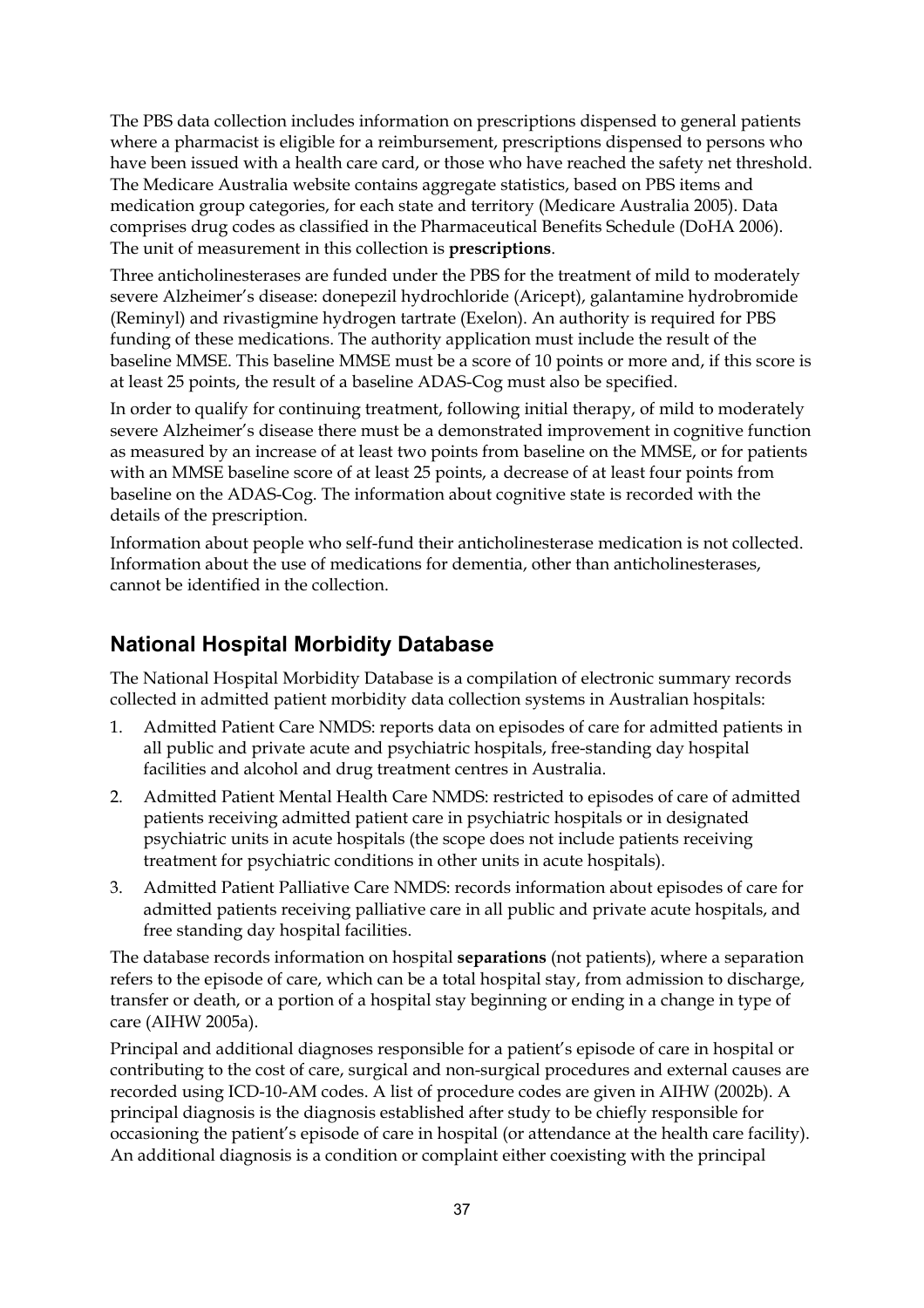The PBS data collection includes information on prescriptions dispensed to general patients where a pharmacist is eligible for a reimbursement, prescriptions dispensed to persons who have been issued with a health care card, or those who have reached the safety net threshold. The Medicare Australia website contains aggregate statistics, based on PBS items and medication group categories, for each state and territory (Medicare Australia 2005). Data comprises drug codes as classified in the Pharmaceutical Benefits Schedule (DoHA 2006). The unit of measurement in this collection is **prescriptions**.

Three anticholinesterases are funded under the PBS for the treatment of mild to moderately severe Alzheimer's disease: donepezil hydrochloride (Aricept), galantamine hydrobromide (Reminyl) and rivastigmine hydrogen tartrate (Exelon). An authority is required for PBS funding of these medications. The authority application must include the result of the baseline MMSE. This baseline MMSE must be a score of 10 points or more and, if this score is at least 25 points, the result of a baseline ADAS-Cog must also be specified.

In order to qualify for continuing treatment, following initial therapy, of mild to moderately severe Alzheimer's disease there must be a demonstrated improvement in cognitive function as measured by an increase of at least two points from baseline on the MMSE, or for patients with an MMSE baseline score of at least 25 points, a decrease of at least four points from baseline on the ADAS-Cog. The information about cognitive state is recorded with the details of the prescription.

Information about people who self-fund their anticholinesterase medication is not collected. Information about the use of medications for dementia, other than anticholinesterases, cannot be identified in the collection.

## National Hospital Morbidity Database

The National Hospital Morbidity Database is a compilation of electronic summary records collected in admitted patient morbidity data collection systems in Australian hospitals:

1. Admitted Patient Care NMDS: reports data on episodes of care for admitted patients in all public and private acute and psychiatric hospitals, free-standing day hospital facilities and alcohol and drug treatment centres in Australia.
2. Admitted Patient Mental Health Care NMDS: restricted to episodes of care of admitted patients receiving admitted patient care in psychiatric hospitals or in designated psychiatric units in acute hospitals (the scope does not include patients receiving treatment for psychiatric conditions in other units in acute hospitals).
3. Admitted Patient Palliative Care NMDS: records information about episodes of care for admitted patients receiving palliative care in all public and private acute hospitals, and free standing day hospital facilities.

The database records information on hospital **separations** (not patients), where a separation refers to the episode of care, which can be a total hospital stay, from admission to discharge, transfer or death, or a portion of a hospital stay beginning or ending in a change in type of care (AIHW 2005a).

Principal and additional diagnoses responsible for a patient's episode of care in hospital or contributing to the cost of care, surgical and non-surgical procedures and external causes are recorded using ICD-10-AM codes. A list of procedure codes are given in AIHW (2002b). A principal diagnosis is the diagnosis established after study to be chiefly responsible for occasioning the patient's episode of care in hospital (or attendance at the health care facility). An additional diagnosis is a condition or complaint either coexisting with the principal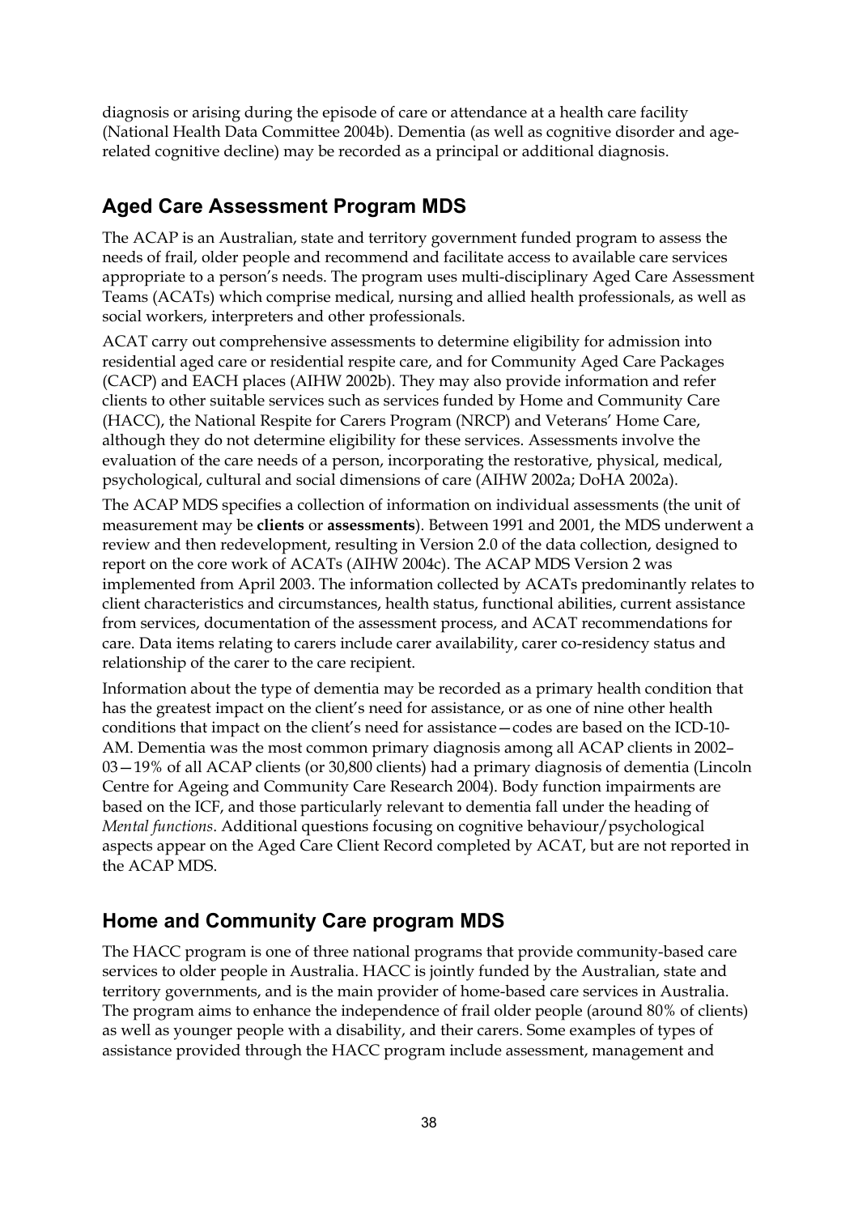diagnosis or arising during the episode of care or attendance at a health care facility (National Health Data Committee 2004b). Dementia (as well as cognitive disorder and age-related cognitive decline) may be recorded as a principal or additional diagnosis.

## Aged Care Assessment Program MDS

The ACAP is an Australian, state and territory government funded program to assess the needs of frail, older people and recommend and facilitate access to available care services appropriate to a person's needs. The program uses multi-disciplinary Aged Care Assessment Teams (ACATs) which comprise medical, nursing and allied health professionals, as well as social workers, interpreters and other professionals.

ACAT carry out comprehensive assessments to determine eligibility for admission into residential aged care or residential respite care, and for Community Aged Care Packages (CACP) and EACH places (AIHW 2002b). They may also provide information and refer clients to other suitable services such as services funded by Home and Community Care (HACC), the National Respite for Carers Program (NRCP) and Veterans' Home Care, although they do not determine eligibility for these services. Assessments involve the evaluation of the care needs of a person, incorporating the restorative, physical, medical, psychological, cultural and social dimensions of care (AIHW 2002a; DoHA 2002a).

The ACAP MDS specifies a collection of information on individual assessments (the unit of measurement may be **clients** or **assessments**). Between 1991 and 2001, the MDS underwent a review and then redevelopment, resulting in Version 2.0 of the data collection, designed to report on the core work of ACATs (AIHW 2004c). The ACAP MDS Version 2 was implemented from April 2003. The information collected by ACATs predominantly relates to client characteristics and circumstances, health status, functional abilities, current assistance from services, documentation of the assessment process, and ACAT recommendations for care. Data items relating to carers include carer availability, carer co-residency status and relationship of the carer to the care recipient.

Information about the type of dementia may be recorded as a primary health condition that has the greatest impact on the client's need for assistance, or as one of nine other health conditions that impact on the client's need for assistance—codes are based on the ICD-10-AM. Dementia was the most common primary diagnosis among all ACAP clients in 2002–03—19% of all ACAP clients (or 30,800 clients) had a primary diagnosis of dementia (Lincoln Centre for Ageing and Community Care Research 2004). Body function impairments are based on the ICF, and those particularly relevant to dementia fall under the heading of *Mental functions*. Additional questions focusing on cognitive behaviour/psychological aspects appear on the Aged Care Client Record completed by ACAT, but are not reported in the ACAP MDS.

## Home and Community Care program MDS

The HACC program is one of three national programs that provide community-based care services to older people in Australia. HACC is jointly funded by the Australian, state and territory governments, and is the main provider of home-based care services in Australia. The program aims to enhance the independence of frail older people (around 80% of clients) as well as younger people with a disability, and their carers. Some examples of types of assistance provided through the HACC program include assessment, management and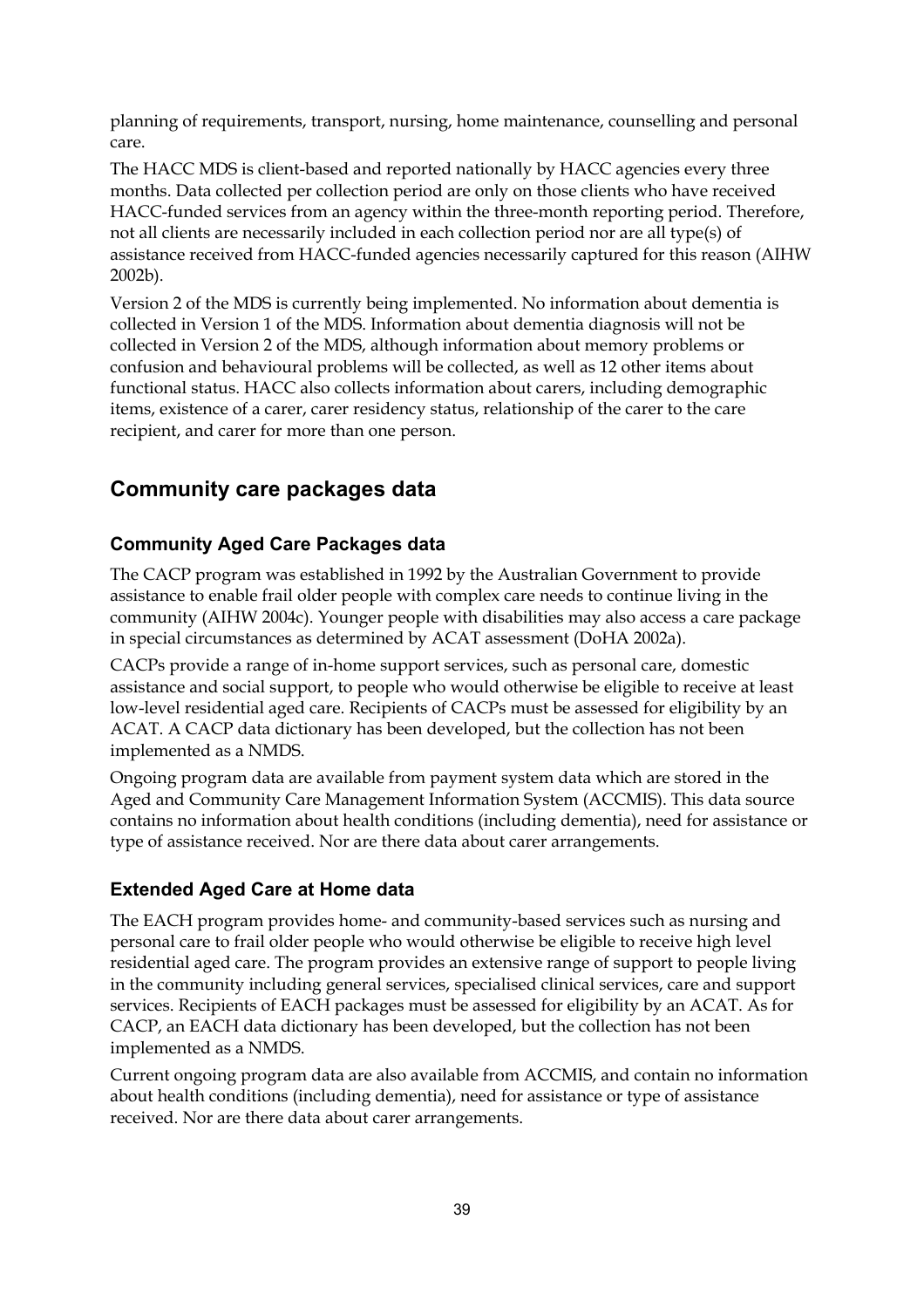planning of requirements, transport, nursing, home maintenance, counselling and personal care.

The HACC MDS is client-based and reported nationally by HACC agencies every three months. Data collected per collection period are only on those clients who have received HACC-funded services from an agency within the three-month reporting period. Therefore, not all clients are necessarily included in each collection period nor are all type(s) of assistance received from HACC-funded agencies necessarily captured for this reason (AIHW 2002b).

Version 2 of the MDS is currently being implemented. No information about dementia is collected in Version 1 of the MDS. Information about dementia diagnosis will not be collected in Version 2 of the MDS, although information about memory problems or confusion and behavioural problems will be collected, as well as 12 other items about functional status. HACC also collects information about carers, including demographic items, existence of a carer, carer residency status, relationship of the carer to the care recipient, and carer for more than one person.

## Community care packages data

### Community Aged Care Packages data

The CACP program was established in 1992 by the Australian Government to provide assistance to enable frail older people with complex care needs to continue living in the community (AIHW 2004c). Younger people with disabilities may also access a care package in special circumstances as determined by ACAT assessment (DoHA 2002a).

CACPs provide a range of in-home support services, such as personal care, domestic assistance and social support, to people who would otherwise be eligible to receive at least low-level residential aged care. Recipients of CACPs must be assessed for eligibility by an ACAT. A CACP data dictionary has been developed, but the collection has not been implemented as a NMDS.

Ongoing program data are available from payment system data which are stored in the Aged and Community Care Management Information System (ACCMIS). This data source contains no information about health conditions (including dementia), need for assistance or type of assistance received. Nor are there data about carer arrangements.

### Extended Aged Care at Home data

The EACH program provides home- and community-based services such as nursing and personal care to frail older people who would otherwise be eligible to receive high level residential aged care. The program provides an extensive range of support to people living in the community including general services, specialised clinical services, care and support services. Recipients of EACH packages must be assessed for eligibility by an ACAT. As for CACP, an EACH data dictionary has been developed, but the collection has not been implemented as a NMDS.

Current ongoing program data are also available from ACCMIS, and contain no information about health conditions (including dementia), need for assistance or type of assistance received. Nor are there data about carer arrangements.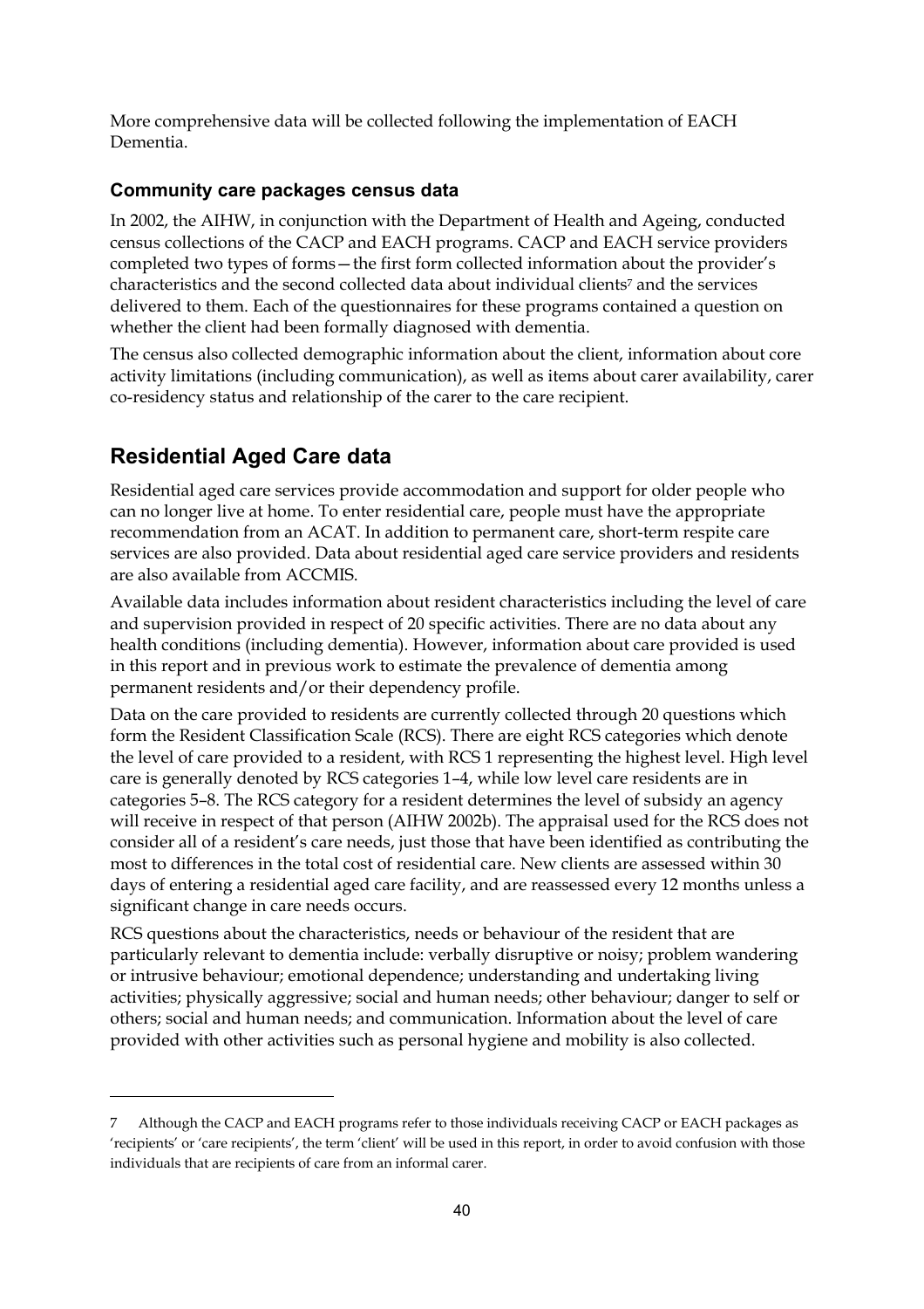More comprehensive data will be collected following the implementation of EACH Dementia.

### Community care packages census data

In 2002, the AIHW, in conjunction with the Department of Health and Ageing, conducted census collections of the CACP and EACH programs. CACP and EACH service providers completed two types of forms—the first form collected information about the provider's characteristics and the second collected data about individual clients[7] and the services delivered to them. Each of the questionnaires for these programs contained a question on whether the client had been formally diagnosed with dementia.

The census also collected demographic information about the client, information about core activity limitations (including communication), as well as items about carer availability, carer co-residency status and relationship of the carer to the care recipient.

## Residential Aged Care data

Residential aged care services provide accommodation and support for older people who can no longer live at home. To enter residential care, people must have the appropriate recommendation from an ACAT. In addition to permanent care, short-term respite care services are also provided. Data about residential aged care service providers and residents are also available from ACCMIS.

Available data includes information about resident characteristics including the level of care and supervision provided in respect of 20 specific activities. There are no data about any health conditions (including dementia). However, information about care provided is used in this report and in previous work to estimate the prevalence of dementia among permanent residents and/or their dependency profile.

Data on the care provided to residents are currently collected through 20 questions which form the Resident Classification Scale (RCS). There are eight RCS categories which denote the level of care provided to a resident, with RCS 1 representing the highest level. High level care is generally denoted by RCS categories 1–4, while low level care residents are in categories 5–8. The RCS category for a resident determines the level of subsidy an agency will receive in respect of that person (AIHW 2002b). The appraisal used for the RCS does not consider all of a resident's care needs, just those that have been identified as contributing the most to differences in the total cost of residential care. New clients are assessed within 30 days of entering a residential aged care facility, and are reassessed every 12 months unless a significant change in care needs occurs.

RCS questions about the characteristics, needs or behaviour of the resident that are particularly relevant to dementia include: verbally disruptive or noisy; problem wandering or intrusive behaviour; emotional dependence; understanding and undertaking living activities; physically aggressive; social and human needs; other behaviour; danger to self or others; social and human needs; and communication. Information about the level of care provided with other activities such as personal hygiene and mobility is also collected.

---

7 Although the CACP and EACH programs refer to those individuals receiving CACP or EACH packages as 'recipients' or 'care recipients', the term 'client' will be used in this report, in order to avoid confusion with those individuals that are recipients of care from an informal carer.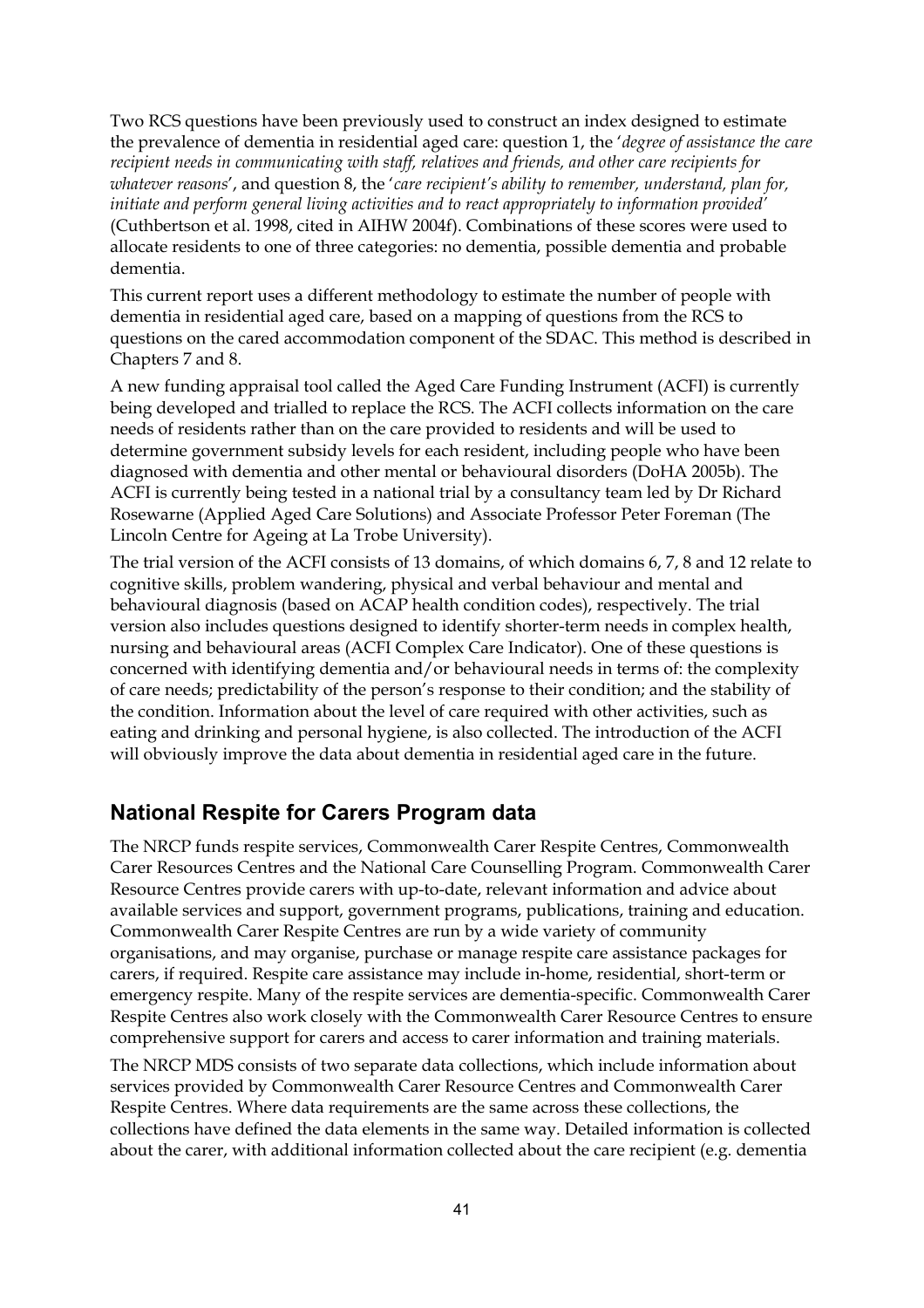Two RCS questions have been previously used to construct an index designed to estimate the prevalence of dementia in residential aged care: question 1, the '*degree of assistance the care recipient needs in communicating with staff, relatives and friends, and other care recipients for whatever reasons*', and question 8, the '*care recipient's ability to remember, understand, plan for, initiate and perform general living activities and to react appropriately to information provided*' (Cuthbertson et al. 1998, cited in AIHW 2004f). Combinations of these scores were used to allocate residents to one of three categories: no dementia, possible dementia and probable dementia.

This current report uses a different methodology to estimate the number of people with dementia in residential aged care, based on a mapping of questions from the RCS to questions on the cared accommodation component of the SDAC. This method is described in Chapters 7 and 8.

A new funding appraisal tool called the Aged Care Funding Instrument (ACFI) is currently being developed and trialled to replace the RCS. The ACFI collects information on the care needs of residents rather than on the care provided to residents and will be used to determine government subsidy levels for each resident, including people who have been diagnosed with dementia and other mental or behavioural disorders (DoHA 2005b). The ACFI is currently being tested in a national trial by a consultancy team led by Dr Richard Rosewarne (Applied Aged Care Solutions) and Associate Professor Peter Foreman (The Lincoln Centre for Ageing at La Trobe University).

The trial version of the ACFI consists of 13 domains, of which domains 6, 7, 8 and 12 relate to cognitive skills, problem wandering, physical and verbal behaviour and mental and behavioural diagnosis (based on ACAP health condition codes), respectively. The trial version also includes questions designed to identify shorter-term needs in complex health, nursing and behavioural areas (ACFI Complex Care Indicator). One of these questions is concerned with identifying dementia and/or behavioural needs in terms of: the complexity of care needs; predictability of the person's response to their condition; and the stability of the condition. Information about the level of care required with other activities, such as eating and drinking and personal hygiene, is also collected. The introduction of the ACFI will obviously improve the data about dementia in residential aged care in the future.

## National Respite for Carers Program data

The NRCP funds respite services, Commonwealth Carer Respite Centres, Commonwealth Carer Resources Centres and the National Care Counselling Program. Commonwealth Carer Resource Centres provide carers with up-to-date, relevant information and advice about available services and support, government programs, publications, training and education. Commonwealth Carer Respite Centres are run by a wide variety of community organisations, and may organise, purchase or manage respite care assistance packages for carers, if required. Respite care assistance may include in-home, residential, short-term or emergency respite. Many of the respite services are dementia-specific. Commonwealth Carer Respite Centres also work closely with the Commonwealth Carer Resource Centres to ensure comprehensive support for carers and access to carer information and training materials.

The NRCP MDS consists of two separate data collections, which include information about services provided by Commonwealth Carer Resource Centres and Commonwealth Carer Respite Centres. Where data requirements are the same across these collections, the collections have defined the data elements in the same way. Detailed information is collected about the carer, with additional information collected about the care recipient (e.g. dementia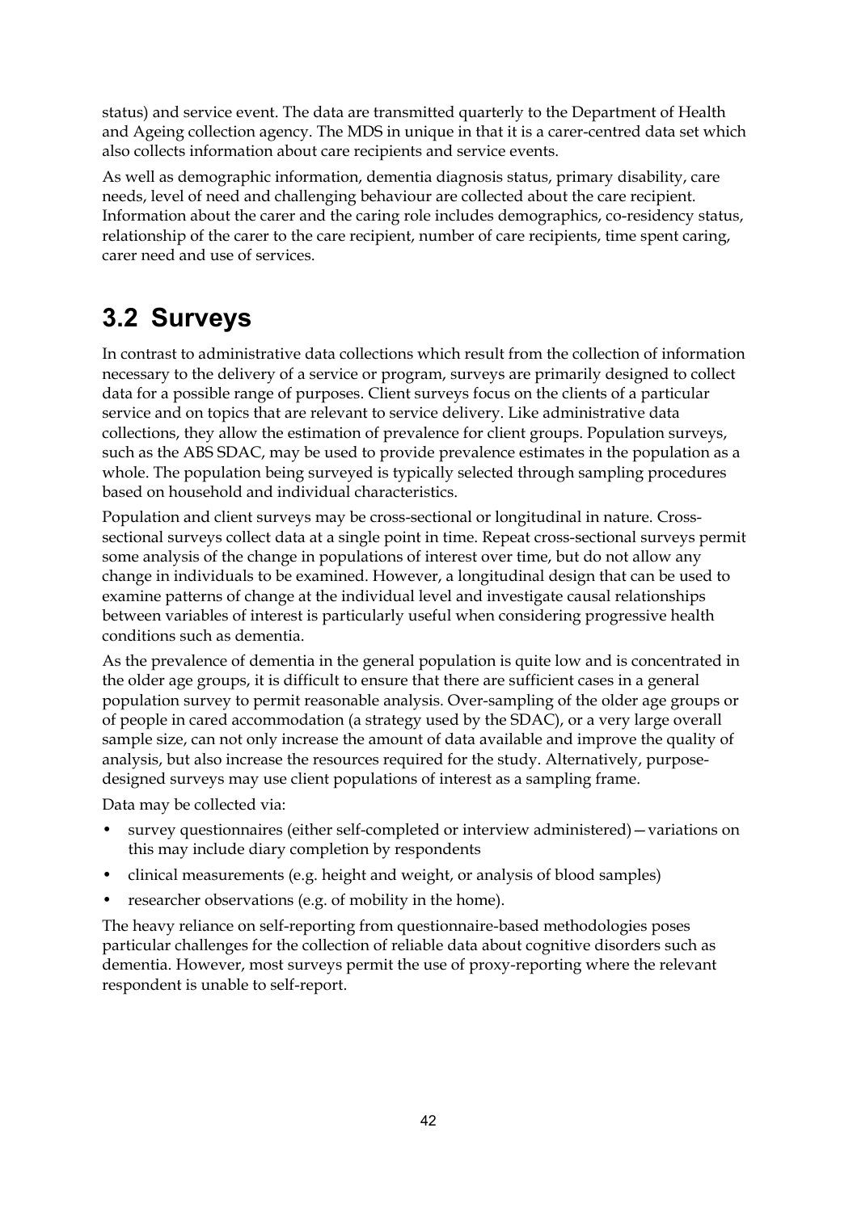status) and service event. The data are transmitted quarterly to the Department of Health and Ageing collection agency. The MDS in unique in that it is a carer-centred data set which also collects information about care recipients and service events.

As well as demographic information, dementia diagnosis status, primary disability, care needs, level of need and challenging behaviour are collected about the care recipient. Information about the carer and the caring role includes demographics, co-residency status, relationship of the carer to the care recipient, number of care recipients, time spent caring, carer need and use of services.

## 3.2 Surveys

In contrast to administrative data collections which result from the collection of information necessary to the delivery of a service or program, surveys are primarily designed to collect data for a possible range of purposes. Client surveys focus on the clients of a particular service and on topics that are relevant to service delivery. Like administrative data collections, they allow the estimation of prevalence for client groups. Population surveys, such as the ABS SDAC, may be used to provide prevalence estimates in the population as a whole. The population being surveyed is typically selected through sampling procedures based on household and individual characteristics.

Population and client surveys may be cross-sectional or longitudinal in nature. Cross-sectional surveys collect data at a single point in time. Repeat cross-sectional surveys permit some analysis of the change in populations of interest over time, but do not allow any change in individuals to be examined. However, a longitudinal design that can be used to examine patterns of change at the individual level and investigate causal relationships between variables of interest is particularly useful when considering progressive health conditions such as dementia.

As the prevalence of dementia in the general population is quite low and is concentrated in the older age groups, it is difficult to ensure that there are sufficient cases in a general population survey to permit reasonable analysis. Over-sampling of the older age groups or of people in cared accommodation (a strategy used by the SDAC), or a very large overall sample size, can not only increase the amount of data available and improve the quality of analysis, but also increase the resources required for the study. Alternatively, purpose-designed surveys may use client populations of interest as a sampling frame.

Data may be collected via:

- survey questionnaires (either self-completed or interview administered)—variations on this may include diary completion by respondents
- clinical measurements (e.g. height and weight, or analysis of blood samples)
- researcher observations (e.g. of mobility in the home).

The heavy reliance on self-reporting from questionnaire-based methodologies poses particular challenges for the collection of reliable data about cognitive disorders such as dementia. However, most surveys permit the use of proxy-reporting where the relevant respondent is unable to self-report.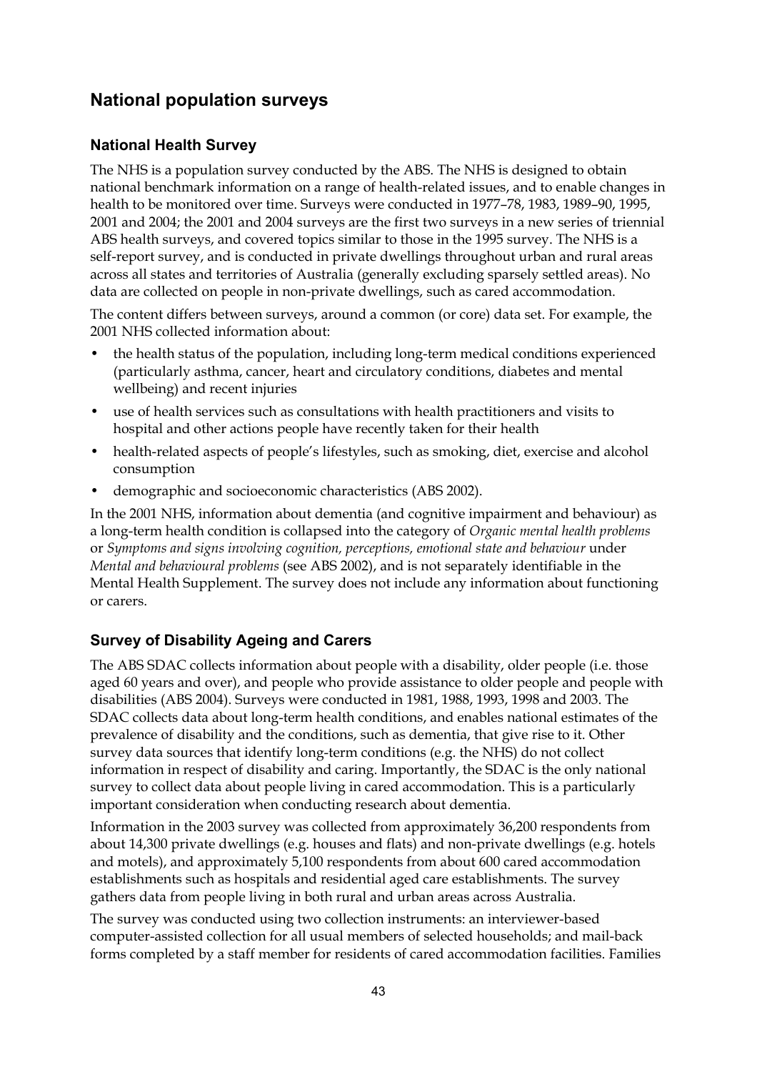## National population surveys

### National Health Survey

The NHS is a population survey conducted by the ABS. The NHS is designed to obtain national benchmark information on a range of health-related issues, and to enable changes in health to be monitored over time. Surveys were conducted in 1977–78, 1983, 1989–90, 1995, 2001 and 2004; the 2001 and 2004 surveys are the first two surveys in a new series of triennial ABS health surveys, and covered topics similar to those in the 1995 survey. The NHS is a self-report survey, and is conducted in private dwellings throughout urban and rural areas across all states and territories of Australia (generally excluding sparsely settled areas). No data are collected on people in non-private dwellings, such as cared accommodation.

The content differs between surveys, around a common (or core) data set. For example, the 2001 NHS collected information about:

- the health status of the population, including long-term medical conditions experienced (particularly asthma, cancer, heart and circulatory conditions, diabetes and mental wellbeing) and recent injuries
- use of health services such as consultations with health practitioners and visits to hospital and other actions people have recently taken for their health
- health-related aspects of people's lifestyles, such as smoking, diet, exercise and alcohol consumption
- demographic and socioeconomic characteristics (ABS 2002).

In the 2001 NHS, information about dementia (and cognitive impairment and behaviour) as a long-term health condition is collapsed into the category of *Organic mental health problems* or *Symptoms and signs involving cognition, perceptions, emotional state and behaviour* under *Mental and behavioural problems* (see ABS 2002), and is not separately identifiable in the Mental Health Supplement. The survey does not include any information about functioning or carers.

### Survey of Disability Ageing and Carers

The ABS SDAC collects information about people with a disability, older people (i.e. those aged 60 years and over), and people who provide assistance to older people and people with disabilities (ABS 2004). Surveys were conducted in 1981, 1988, 1993, 1998 and 2003. The SDAC collects data about long-term health conditions, and enables national estimates of the prevalence of disability and the conditions, such as dementia, that give rise to it. Other survey data sources that identify long-term conditions (e.g. the NHS) do not collect information in respect of disability and caring. Importantly, the SDAC is the only national survey to collect data about people living in cared accommodation. This is a particularly important consideration when conducting research about dementia.

Information in the 2003 survey was collected from approximately 36,200 respondents from about 14,300 private dwellings (e.g. houses and flats) and non-private dwellings (e.g. hotels and motels), and approximately 5,100 respondents from about 600 cared accommodation establishments such as hospitals and residential aged care establishments. The survey gathers data from people living in both rural and urban areas across Australia.

The survey was conducted using two collection instruments: an interviewer-based computer-assisted collection for all usual members of selected households; and mail-back forms completed by a staff member for residents of cared accommodation facilities. Families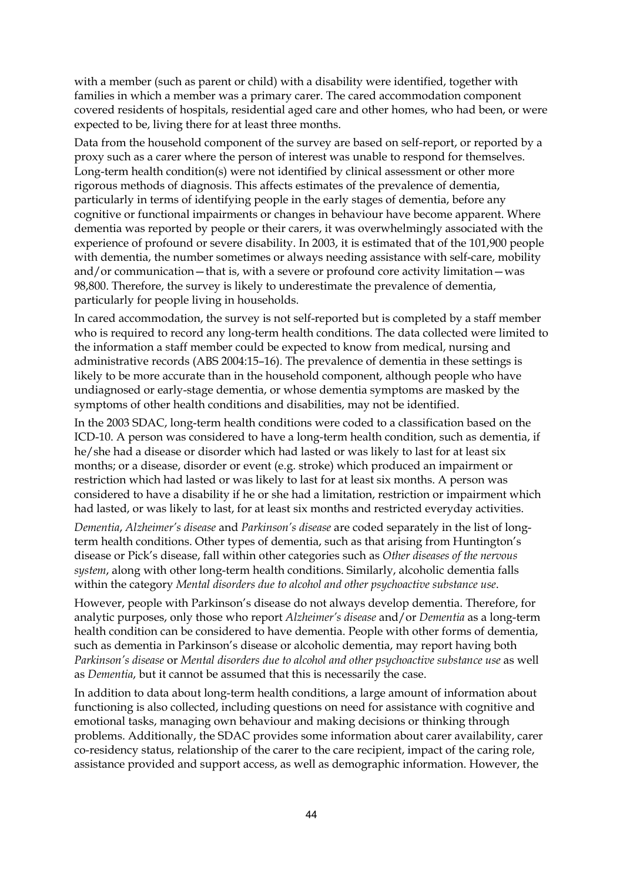with a member (such as parent or child) with a disability were identified, together with families in which a member was a primary carer. The cared accommodation component covered residents of hospitals, residential aged care and other homes, who had been, or were expected to be, living there for at least three months.

Data from the household component of the survey are based on self-report, or reported by a proxy such as a carer where the person of interest was unable to respond for themselves. Long-term health condition(s) were not identified by clinical assessment or other more rigorous methods of diagnosis. This affects estimates of the prevalence of dementia, particularly in terms of identifying people in the early stages of dementia, before any cognitive or functional impairments or changes in behaviour have become apparent. Where dementia was reported by people or their carers, it was overwhelmingly associated with the experience of profound or severe disability. In 2003, it is estimated that of the 101,900 people with dementia, the number sometimes or always needing assistance with self-care, mobility and/or communication—that is, with a severe or profound core activity limitation—was 98,800. Therefore, the survey is likely to underestimate the prevalence of dementia, particularly for people living in households.

In cared accommodation, the survey is not self-reported but is completed by a staff member who is required to record any long-term health conditions. The data collected were limited to the information a staff member could be expected to know from medical, nursing and administrative records (ABS 2004:15–16). The prevalence of dementia in these settings is likely to be more accurate than in the household component, although people who have undiagnosed or early-stage dementia, or whose dementia symptoms are masked by the symptoms of other health conditions and disabilities, may not be identified.

In the 2003 SDAC, long-term health conditions were coded to a classification based on the ICD-10. A person was considered to have a long-term health condition, such as dementia, if he/she had a disease or disorder which had lasted or was likely to last for at least six months; or a disease, disorder or event (e.g. stroke) which produced an impairment or restriction which had lasted or was likely to last for at least six months. A person was considered to have a disability if he or she had a limitation, restriction or impairment which had lasted, or was likely to last, for at least six months and restricted everyday activities.

*Dementia*, *Alzheimer's disease* and *Parkinson's disease* are coded separately in the list of long-term health conditions. Other types of dementia, such as that arising from Huntington's disease or Pick's disease, fall within other categories such as *Other diseases of the nervous system*, along with other long-term health conditions. Similarly, alcoholic dementia falls within the category *Mental disorders due to alcohol and other psychoactive substance use*.

However, people with Parkinson's disease do not always develop dementia. Therefore, for analytic purposes, only those who report *Alzheimer's disease* and/or *Dementia* as a long-term health condition can be considered to have dementia. People with other forms of dementia, such as dementia in Parkinson's disease or alcoholic dementia, may report having both *Parkinson's disease* or *Mental disorders due to alcohol and other psychoactive substance use* as well as *Dementia*, but it cannot be assumed that this is necessarily the case.

In addition to data about long-term health conditions, a large amount of information about functioning is also collected, including questions on need for assistance with cognitive and emotional tasks, managing own behaviour and making decisions or thinking through problems. Additionally, the SDAC provides some information about carer availability, carer co-residency status, relationship of the carer to the care recipient, impact of the caring role, assistance provided and support access, as well as demographic information. However, the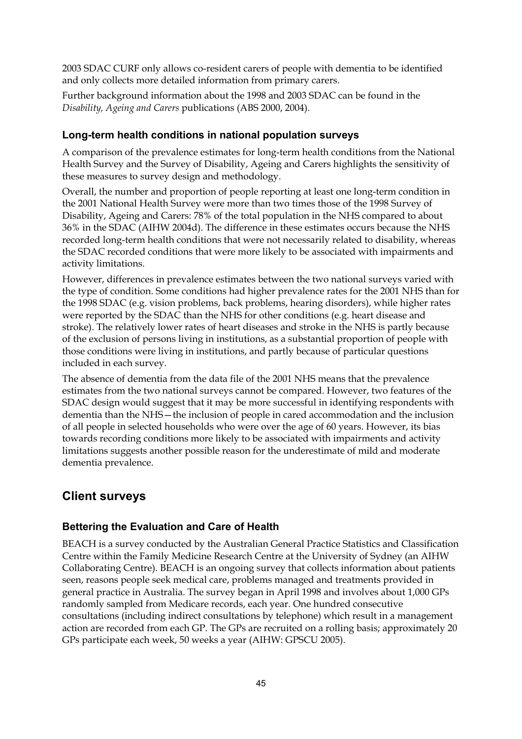2003 SDAC CURF only allows co-resident carers of people with dementia to be identified and only collects more detailed information from primary carers.

Further background information about the 1998 and 2003 SDAC can be found in the *Disability, Ageing and Carers* publications (ABS 2000, 2004).

### Long-term health conditions in national population surveys

A comparison of the prevalence estimates for long-term health conditions from the National Health Survey and the Survey of Disability, Ageing and Carers highlights the sensitivity of these measures to survey design and methodology.

Overall, the number and proportion of people reporting at least one long-term condition in the 2001 National Health Survey were more than two times those of the 1998 Survey of Disability, Ageing and Carers: 78% of the total population in the NHS compared to about 36% in the SDAC (AIHW 2004d). The difference in these estimates occurs because the NHS recorded long-term health conditions that were not necessarily related to disability, whereas the SDAC recorded conditions that were more likely to be associated with impairments and activity limitations.

However, differences in prevalence estimates between the two national surveys varied with the type of condition. Some conditions had higher prevalence rates for the 2001 NHS than for the 1998 SDAC (e.g. vision problems, back problems, hearing disorders), while higher rates were reported by the SDAC than the NHS for other conditions (e.g. heart disease and stroke). The relatively lower rates of heart diseases and stroke in the NHS is partly because of the exclusion of persons living in institutions, as a substantial proportion of people with those conditions were living in institutions, and partly because of particular questions included in each survey.

The absence of dementia from the data file of the 2001 NHS means that the prevalence estimates from the two national surveys cannot be compared. However, two features of the SDAC design would suggest that it may be more successful in identifying respondents with dementia than the NHS—the inclusion of people in cared accommodation and the inclusion of all people in selected households who were over the age of 60 years. However, its bias towards recording conditions more likely to be associated with impairments and activity limitations suggests another possible reason for the underestimate of mild and moderate dementia prevalence.

## Client surveys

### Bettering the Evaluation and Care of Health

BEACH is a survey conducted by the Australian General Practice Statistics and Classification Centre within the Family Medicine Research Centre at the University of Sydney (an AIHW Collaborating Centre). BEACH is an ongoing survey that collects information about patients seen, reasons people seek medical care, problems managed and treatments provided in general practice in Australia. The survey began in April 1998 and involves about 1,000 GPs randomly sampled from Medicare records, each year. One hundred consecutive consultations (including indirect consultations by telephone) which result in a management action are recorded from each GP. The GPs are recruited on a rolling basis; approximately 20 GPs participate each week, 50 weeks a year (AIHW: GPSCU 2005).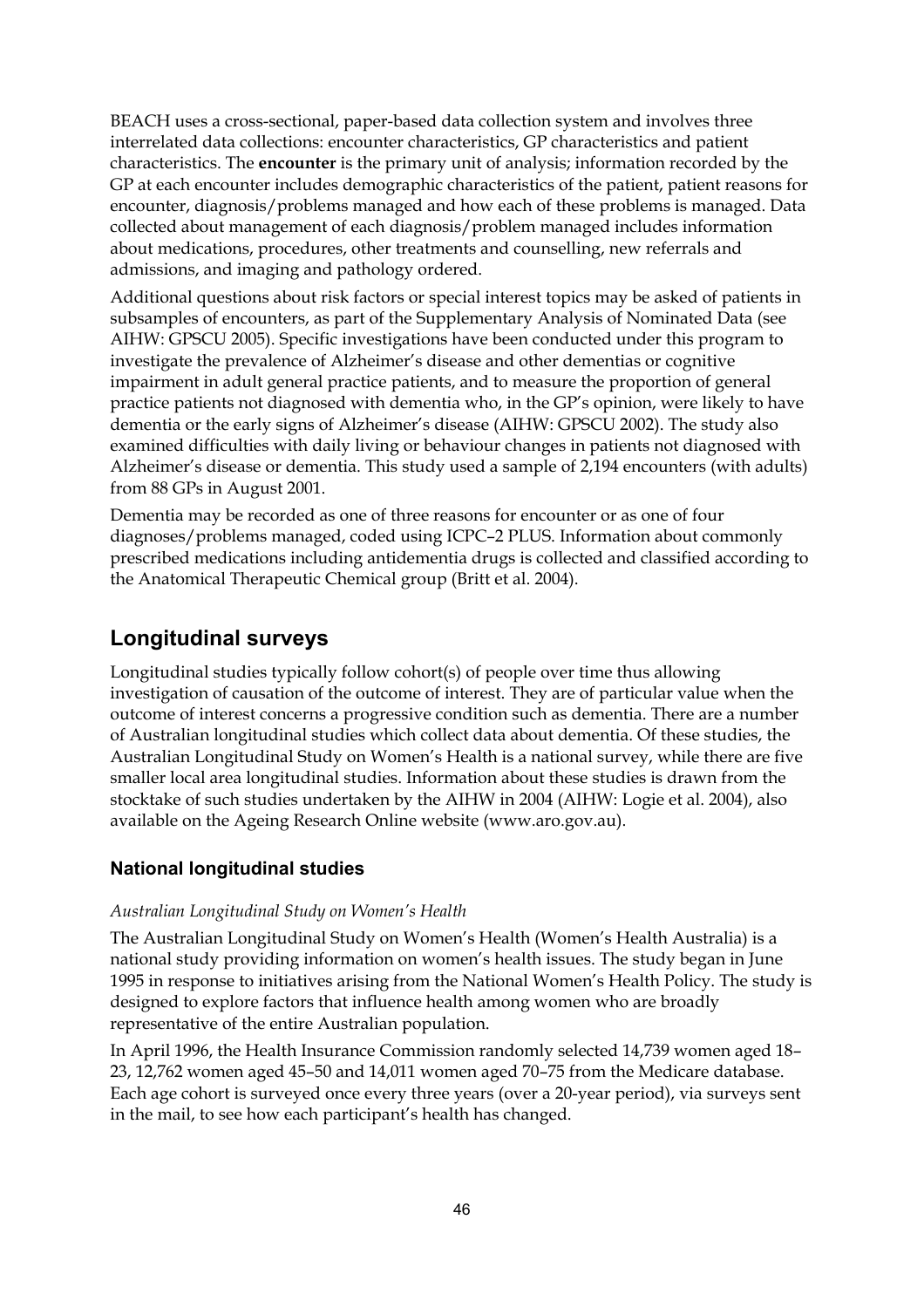BEACH uses a cross-sectional, paper-based data collection system and involves three interrelated data collections: encounter characteristics, GP characteristics and patient characteristics. The **encounter** is the primary unit of analysis; information recorded by the GP at each encounter includes demographic characteristics of the patient, patient reasons for encounter, diagnosis/problems managed and how each of these problems is managed. Data collected about management of each diagnosis/problem managed includes information about medications, procedures, other treatments and counselling, new referrals and admissions, and imaging and pathology ordered.

Additional questions about risk factors or special interest topics may be asked of patients in subsamples of encounters, as part of the Supplementary Analysis of Nominated Data (see AIHW: GPSCU 2005). Specific investigations have been conducted under this program to investigate the prevalence of Alzheimer's disease and other dementias or cognitive impairment in adult general practice patients, and to measure the proportion of general practice patients not diagnosed with dementia who, in the GP's opinion, were likely to have dementia or the early signs of Alzheimer's disease (AIHW: GPSCU 2002). The study also examined difficulties with daily living or behaviour changes in patients not diagnosed with Alzheimer's disease or dementia. This study used a sample of 2,194 encounters (with adults) from 88 GPs in August 2001.

Dementia may be recorded as one of three reasons for encounter or as one of four diagnoses/problems managed, coded using ICPC–2 PLUS. Information about commonly prescribed medications including antidementia drugs is collected and classified according to the Anatomical Therapeutic Chemical group (Britt et al. 2004).

## Longitudinal surveys

Longitudinal studies typically follow cohort(s) of people over time thus allowing investigation of causation of the outcome of interest. They are of particular value when the outcome of interest concerns a progressive condition such as dementia. There are a number of Australian longitudinal studies which collect data about dementia. Of these studies, the Australian Longitudinal Study on Women's Health is a national survey, while there are five smaller local area longitudinal studies. Information about these studies is drawn from the stocktake of such studies undertaken by the AIHW in 2004 (AIHW: Logie et al. 2004), also available on the Ageing Research Online website (www.aro.gov.au).

### National longitudinal studies

*Australian Longitudinal Study on Women's Health*

The Australian Longitudinal Study on Women's Health (Women's Health Australia) is a national study providing information on women's health issues. The study began in June 1995 in response to initiatives arising from the National Women's Health Policy. The study is designed to explore factors that influence health among women who are broadly representative of the entire Australian population.

In April 1996, the Health Insurance Commission randomly selected 14,739 women aged 18–23, 12,762 women aged 45–50 and 14,011 women aged 70–75 from the Medicare database. Each age cohort is surveyed once every three years (over a 20-year period), via surveys sent in the mail, to see how each participant's health has changed.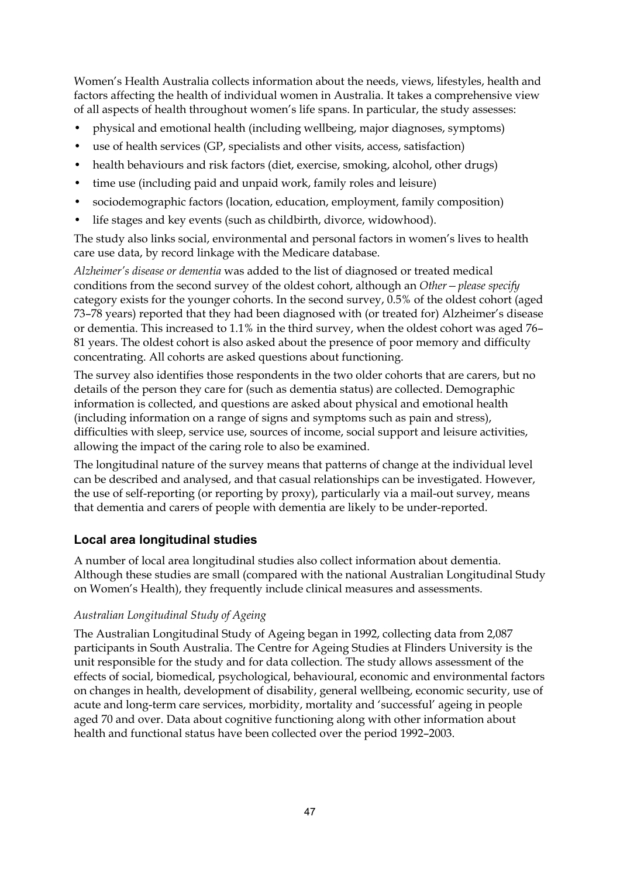Women's Health Australia collects information about the needs, views, lifestyles, health and factors affecting the health of individual women in Australia. It takes a comprehensive view of all aspects of health throughout women's life spans. In particular, the study assesses:

- physical and emotional health (including wellbeing, major diagnoses, symptoms)
- use of health services (GP, specialists and other visits, access, satisfaction)
- health behaviours and risk factors (diet, exercise, smoking, alcohol, other drugs)
- time use (including paid and unpaid work, family roles and leisure)
- sociodemographic factors (location, education, employment, family composition)
- life stages and key events (such as childbirth, divorce, widowhood).

The study also links social, environmental and personal factors in women's lives to health care use data, by record linkage with the Medicare database.

*Alzheimer's disease or dementia* was added to the list of diagnosed or treated medical conditions from the second survey of the oldest cohort, although an *Other—please specify* category exists for the younger cohorts. In the second survey, 0.5% of the oldest cohort (aged 73–78 years) reported that they had been diagnosed with (or treated for) Alzheimer's disease or dementia. This increased to 1.1% in the third survey, when the oldest cohort was aged 76–81 years. The oldest cohort is also asked about the presence of poor memory and difficulty concentrating. All cohorts are asked questions about functioning.

The survey also identifies those respondents in the two older cohorts that are carers, but no details of the person they care for (such as dementia status) are collected. Demographic information is collected, and questions are asked about physical and emotional health (including information on a range of signs and symptoms such as pain and stress), difficulties with sleep, service use, sources of income, social support and leisure activities, allowing the impact of the caring role to also be examined.

The longitudinal nature of the survey means that patterns of change at the individual level can be described and analysed, and that casual relationships can be investigated. However, the use of self-reporting (or reporting by proxy), particularly via a mail-out survey, means that dementia and carers of people with dementia are likely to be under-reported.

### Local area longitudinal studies

A number of local area longitudinal studies also collect information about dementia. Although these studies are small (compared with the national Australian Longitudinal Study on Women's Health), they frequently include clinical measures and assessments.

#### *Australian Longitudinal Study of Ageing*

The Australian Longitudinal Study of Ageing began in 1992, collecting data from 2,087 participants in South Australia. The Centre for Ageing Studies at Flinders University is the unit responsible for the study and for data collection. The study allows assessment of the effects of social, biomedical, psychological, behavioural, economic and environmental factors on changes in health, development of disability, general wellbeing, economic security, use of acute and long-term care services, morbidity, mortality and 'successful' ageing in people aged 70 and over. Data about cognitive functioning along with other information about health and functional status have been collected over the period 1992–2003.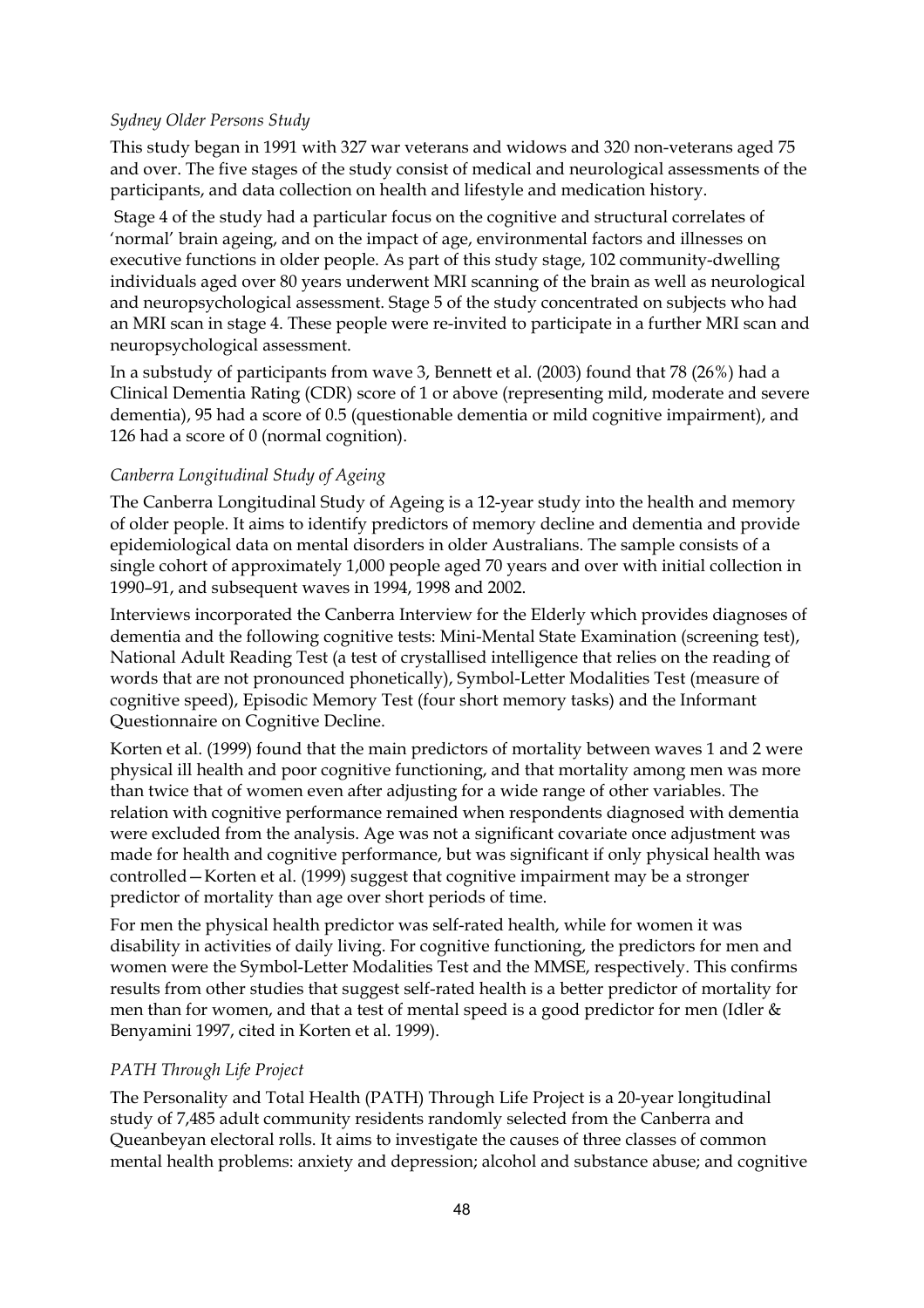*Sydney Older Persons Study*

This study began in 1991 with 327 war veterans and widows and 320 non-veterans aged 75 and over. The five stages of the study consist of medical and neurological assessments of the participants, and data collection on health and lifestyle and medication history.

Stage 4 of the study had a particular focus on the cognitive and structural correlates of 'normal' brain ageing, and on the impact of age, environmental factors and illnesses on executive functions in older people. As part of this study stage, 102 community-dwelling individuals aged over 80 years underwent MRI scanning of the brain as well as neurological and neuropsychological assessment. Stage 5 of the study concentrated on subjects who had an MRI scan in stage 4. These people were re-invited to participate in a further MRI scan and neuropsychological assessment.

In a substudy of participants from wave 3, Bennett et al. (2003) found that 78 (26%) had a Clinical Dementia Rating (CDR) score of 1 or above (representing mild, moderate and severe dementia), 95 had a score of 0.5 (questionable dementia or mild cognitive impairment), and 126 had a score of 0 (normal cognition).

*Canberra Longitudinal Study of Ageing*

The Canberra Longitudinal Study of Ageing is a 12-year study into the health and memory of older people. It aims to identify predictors of memory decline and dementia and provide epidemiological data on mental disorders in older Australians. The sample consists of a single cohort of approximately 1,000 people aged 70 years and over with initial collection in 1990–91, and subsequent waves in 1994, 1998 and 2002.

Interviews incorporated the Canberra Interview for the Elderly which provides diagnoses of dementia and the following cognitive tests: Mini-Mental State Examination (screening test), National Adult Reading Test (a test of crystallised intelligence that relies on the reading of words that are not pronounced phonetically), Symbol-Letter Modalities Test (measure of cognitive speed), Episodic Memory Test (four short memory tasks) and the Informant Questionnaire on Cognitive Decline.

Korten et al. (1999) found that the main predictors of mortality between waves 1 and 2 were physical ill health and poor cognitive functioning, and that mortality among men was more than twice that of women even after adjusting for a wide range of other variables. The relation with cognitive performance remained when respondents diagnosed with dementia were excluded from the analysis. Age was not a significant covariate once adjustment was made for health and cognitive performance, but was significant if only physical health was controlled—Korten et al. (1999) suggest that cognitive impairment may be a stronger predictor of mortality than age over short periods of time.

For men the physical health predictor was self-rated health, while for women it was disability in activities of daily living. For cognitive functioning, the predictors for men and women were the Symbol-Letter Modalities Test and the MMSE, respectively. This confirms results from other studies that suggest self-rated health is a better predictor of mortality for men than for women, and that a test of mental speed is a good predictor for men (Idler & Benyamini 1997, cited in Korten et al. 1999).

*PATH Through Life Project*

The Personality and Total Health (PATH) Through Life Project is a 20-year longitudinal study of 7,485 adult community residents randomly selected from the Canberra and Queanbeyan electoral rolls. It aims to investigate the causes of three classes of common mental health problems: anxiety and depression; alcohol and substance abuse; and cognitive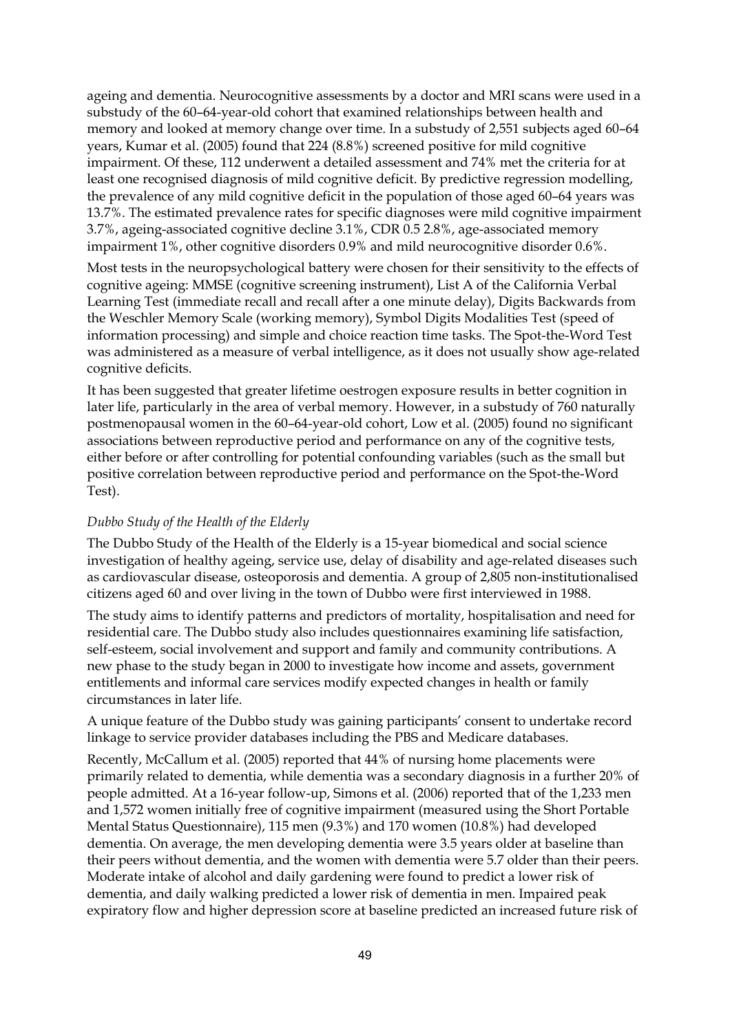ageing and dementia. Neurocognitive assessments by a doctor and MRI scans were used in a substudy of the 60–64-year-old cohort that examined relationships between health and memory and looked at memory change over time. In a substudy of 2,551 subjects aged 60–64 years, Kumar et al. (2005) found that 224 (8.8%) screened positive for mild cognitive impairment. Of these, 112 underwent a detailed assessment and 74% met the criteria for at least one recognised diagnosis of mild cognitive deficit. By predictive regression modelling, the prevalence of any mild cognitive deficit in the population of those aged 60–64 years was 13.7%. The estimated prevalence rates for specific diagnoses were mild cognitive impairment 3.7%, ageing-associated cognitive decline 3.1%, CDR 0.5 2.8%, age-associated memory impairment 1%, other cognitive disorders 0.9% and mild neurocognitive disorder 0.6%.

Most tests in the neuropsychological battery were chosen for their sensitivity to the effects of cognitive ageing: MMSE (cognitive screening instrument), List A of the California Verbal Learning Test (immediate recall and recall after a one minute delay), Digits Backwards from the Weschler Memory Scale (working memory), Symbol Digits Modalities Test (speed of information processing) and simple and choice reaction time tasks. The Spot-the-Word Test was administered as a measure of verbal intelligence, as it does not usually show age-related cognitive deficits.

It has been suggested that greater lifetime oestrogen exposure results in better cognition in later life, particularly in the area of verbal memory. However, in a substudy of 760 naturally postmenopausal women in the 60–64-year-old cohort, Low et al. (2005) found no significant associations between reproductive period and performance on any of the cognitive tests, either before or after controlling for potential confounding variables (such as the small but positive correlation between reproductive period and performance on the Spot-the-Word Test).

*Dubbo Study of the Health of the Elderly*

The Dubbo Study of the Health of the Elderly is a 15-year biomedical and social science investigation of healthy ageing, service use, delay of disability and age-related diseases such as cardiovascular disease, osteoporosis and dementia. A group of 2,805 non-institutionalised citizens aged 60 and over living in the town of Dubbo were first interviewed in 1988.

The study aims to identify patterns and predictors of mortality, hospitalisation and need for residential care. The Dubbo study also includes questionnaires examining life satisfaction, self-esteem, social involvement and support and family and community contributions. A new phase to the study began in 2000 to investigate how income and assets, government entitlements and informal care services modify expected changes in health or family circumstances in later life.

A unique feature of the Dubbo study was gaining participants' consent to undertake record linkage to service provider databases including the PBS and Medicare databases.

Recently, McCallum et al. (2005) reported that 44% of nursing home placements were primarily related to dementia, while dementia was a secondary diagnosis in a further 20% of people admitted. At a 16-year follow-up, Simons et al. (2006) reported that of the 1,233 men and 1,572 women initially free of cognitive impairment (measured using the Short Portable Mental Status Questionnaire), 115 men (9.3%) and 170 women (10.8%) had developed dementia. On average, the men developing dementia were 3.5 years older at baseline than their peers without dementia, and the women with dementia were 5.7 older than their peers. Moderate intake of alcohol and daily gardening were found to predict a lower risk of dementia, and daily walking predicted a lower risk of dementia in men. Impaired peak expiratory flow and higher depression score at baseline predicted an increased future risk of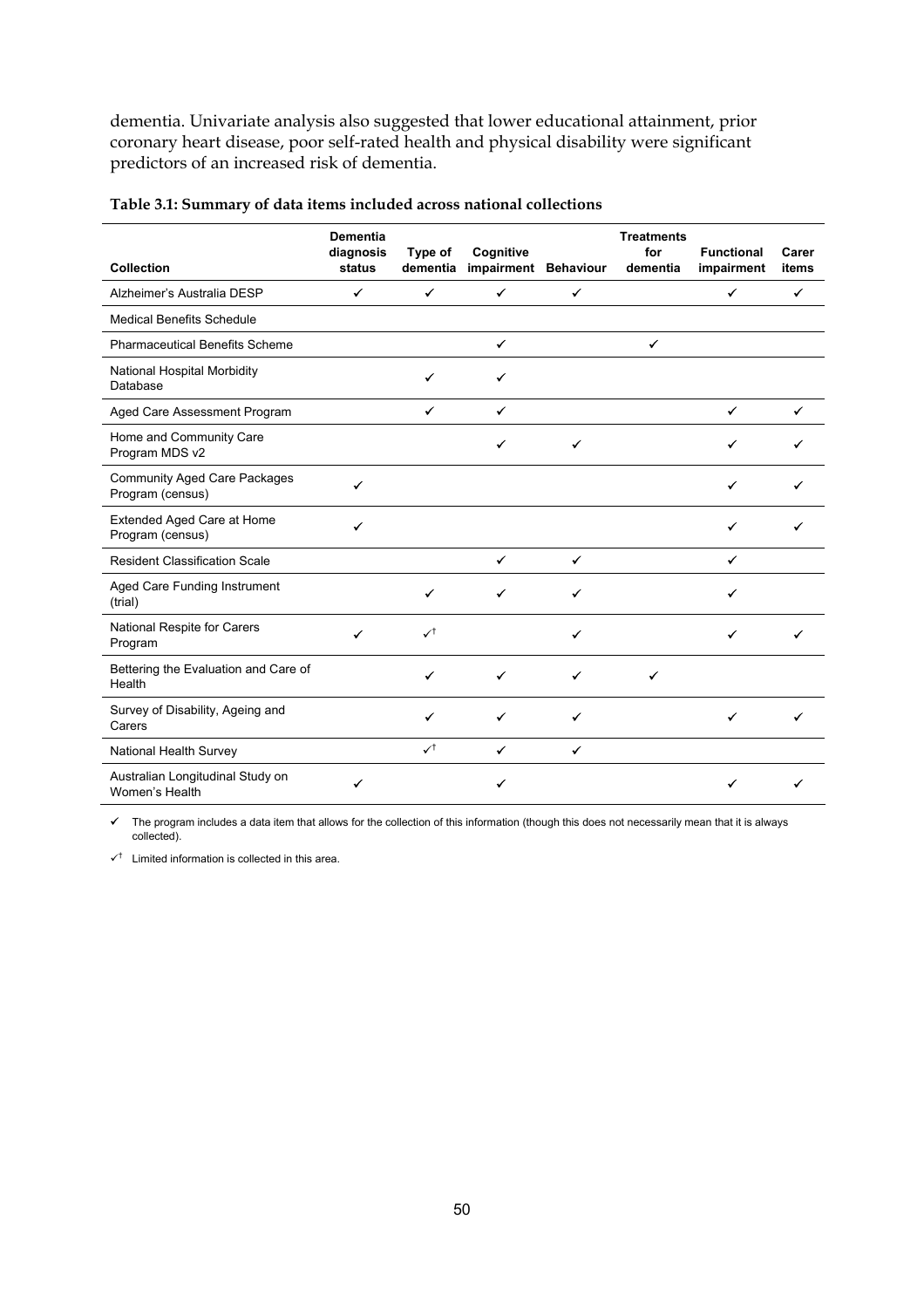dementia. Univariate analysis also suggested that lower educational attainment, prior coronary heart disease, poor self-rated health and physical disability were significant predictors of an increased risk of dementia.

**Table 3.1: Summary of data items included across national collections**

| Collection | Dementia diagnosis status | Type of dementia | Cognitive impairment | Behaviour | Treatments for dementia | Functional impairment | Carer items |
|---|---|---|---|---|---|---|---|
| Alzheimer's Australia DESP | ✓ | ✓ | ✓ | ✓ | | ✓ | ✓ |
| Medical Benefits Schedule | | | | | | | |
| Pharmaceutical Benefits Scheme | | | ✓ | | ✓ | | |
| National Hospital Morbidity Database | | ✓ | ✓ | | | | |
| Aged Care Assessment Program | | ✓ | ✓ | | | ✓ | ✓ |
| Home and Community Care Program MDS v2 | | | ✓ | ✓ | | ✓ | ✓ |
| Community Aged Care Packages Program (census) | ✓ | | | | | ✓ | ✓ |
| Extended Aged Care at Home Program (census) | ✓ | | | | | ✓ | ✓ |
| Resident Classification Scale | | | ✓ | ✓ | | ✓ | |
| Aged Care Funding Instrument (trial) | | ✓ | ✓ | ✓ | | ✓ | |
| National Respite for Carers Program | ✓ | ✓† | | ✓ | | ✓ | ✓ |
| Bettering the Evaluation and Care of Health | | ✓ | ✓ | ✓ | ✓ | | |
| Survey of Disability, Ageing and Carers | | ✓ | ✓ | ✓ | | ✓ | ✓ |
| National Health Survey | | ✓† | ✓ | ✓ | | | |
| Australian Longitudinal Study on Women's Health | ✓ | | ✓ | | | ✓ | ✓ |

✓ The program includes a data item that allows for the collection of this information (though this does not necessarily mean that it is always collected).

✓† Limited information is collected in this area.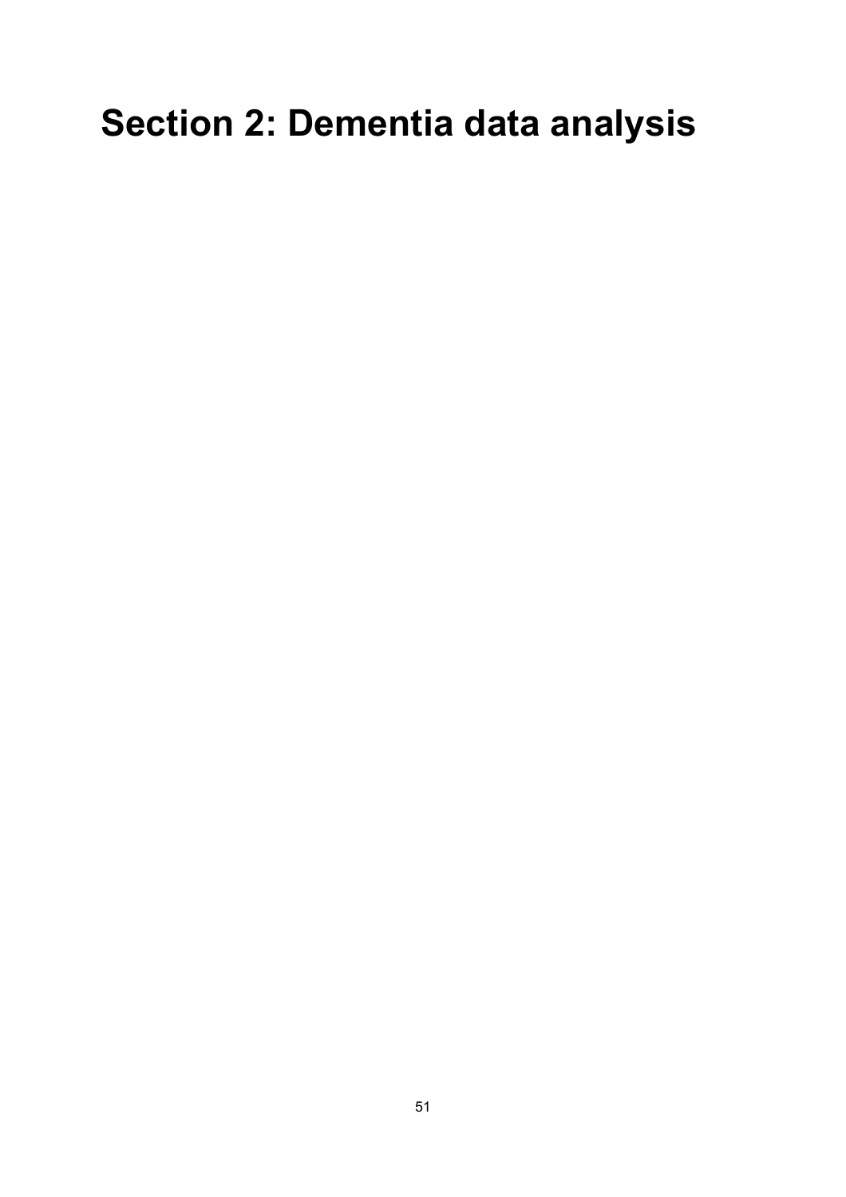# Section 2: Dementia data analysis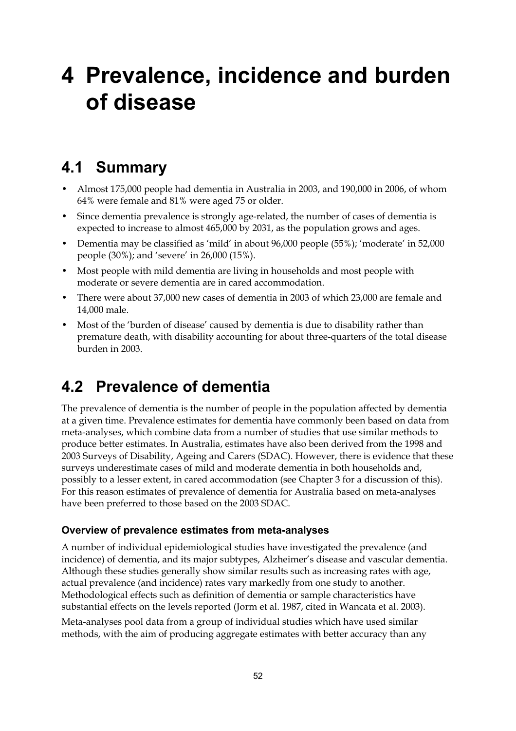# 4 Prevalence, incidence and burden of disease

## 4.1 Summary

- Almost 175,000 people had dementia in Australia in 2003, and 190,000 in 2006, of whom 64% were female and 81% were aged 75 or older.
- Since dementia prevalence is strongly age-related, the number of cases of dementia is expected to increase to almost 465,000 by 2031, as the population grows and ages.
- Dementia may be classified as 'mild' in about 96,000 people (55%); 'moderate' in 52,000 people (30%); and 'severe' in 26,000 (15%).
- Most people with mild dementia are living in households and most people with moderate or severe dementia are in cared accommodation.
- There were about 37,000 new cases of dementia in 2003 of which 23,000 are female and 14,000 male.
- Most of the 'burden of disease' caused by dementia is due to disability rather than premature death, with disability accounting for about three-quarters of the total disease burden in 2003.

## 4.2 Prevalence of dementia

The prevalence of dementia is the number of people in the population affected by dementia at a given time. Prevalence estimates for dementia have commonly been based on data from meta-analyses, which combine data from a number of studies that use similar methods to produce better estimates. In Australia, estimates have also been derived from the 1998 and 2003 Surveys of Disability, Ageing and Carers (SDAC). However, there is evidence that these surveys underestimate cases of mild and moderate dementia in both households and, possibly to a lesser extent, in cared accommodation (see Chapter 3 for a discussion of this). For this reason estimates of prevalence of dementia for Australia based on meta-analyses have been preferred to those based on the 2003 SDAC.

### Overview of prevalence estimates from meta-analyses

A number of individual epidemiological studies have investigated the prevalence (and incidence) of dementia, and its major subtypes, Alzheimer's disease and vascular dementia. Although these studies generally show similar results such as increasing rates with age, actual prevalence (and incidence) rates vary markedly from one study to another. Methodological effects such as definition of dementia or sample characteristics have substantial effects on the levels reported (Jorm et al. 1987, cited in Wancata et al. 2003).

Meta-analyses pool data from a group of individual studies which have used similar methods, with the aim of producing aggregate estimates with better accuracy than any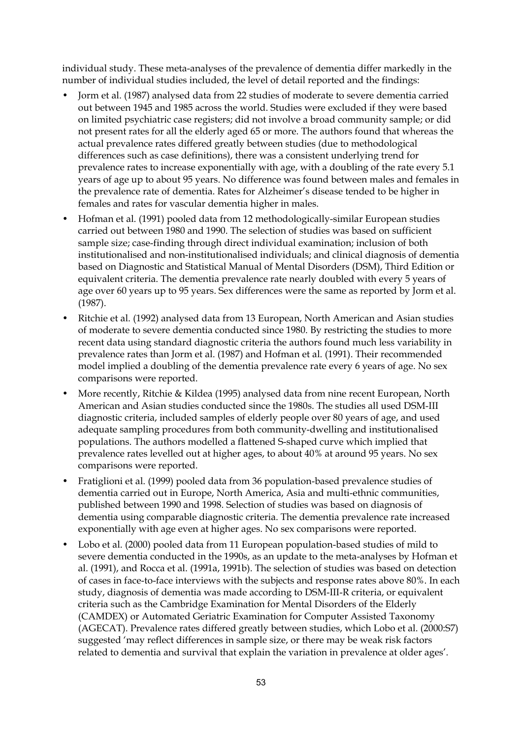individual study. These meta-analyses of the prevalence of dementia differ markedly in the number of individual studies included, the level of detail reported and the findings:

- Jorm et al. (1987) analysed data from 22 studies of moderate to severe dementia carried out between 1945 and 1985 across the world. Studies were excluded if they were based on limited psychiatric case registers; did not involve a broad community sample; or did not present rates for all the elderly aged 65 or more. The authors found that whereas the actual prevalence rates differed greatly between studies (due to methodological differences such as case definitions), there was a consistent underlying trend for prevalence rates to increase exponentially with age, with a doubling of the rate every 5.1 years of age up to about 95 years. No difference was found between males and females in the prevalence rate of dementia. Rates for Alzheimer's disease tended to be higher in females and rates for vascular dementia higher in males.
- Hofman et al. (1991) pooled data from 12 methodologically-similar European studies carried out between 1980 and 1990. The selection of studies was based on sufficient sample size; case-finding through direct individual examination; inclusion of both institutionalised and non-institutionalised individuals; and clinical diagnosis of dementia based on Diagnostic and Statistical Manual of Mental Disorders (DSM), Third Edition or equivalent criteria. The dementia prevalence rate nearly doubled with every 5 years of age over 60 years up to 95 years. Sex differences were the same as reported by Jorm et al. (1987).
- Ritchie et al. (1992) analysed data from 13 European, North American and Asian studies of moderate to severe dementia conducted since 1980. By restricting the studies to more recent data using standard diagnostic criteria the authors found much less variability in prevalence rates than Jorm et al. (1987) and Hofman et al. (1991). Their recommended model implied a doubling of the dementia prevalence rate every 6 years of age. No sex comparisons were reported.
- More recently, Ritchie & Kildea (1995) analysed data from nine recent European, North American and Asian studies conducted since the 1980s. The studies all used DSM-III diagnostic criteria, included samples of elderly people over 80 years of age, and used adequate sampling procedures from both community-dwelling and institutionalised populations. The authors modelled a flattened S-shaped curve which implied that prevalence rates levelled out at higher ages, to about 40% at around 95 years. No sex comparisons were reported.
- Fratiglioni et al. (1999) pooled data from 36 population-based prevalence studies of dementia carried out in Europe, North America, Asia and multi-ethnic communities, published between 1990 and 1998. Selection of studies was based on diagnosis of dementia using comparable diagnostic criteria. The dementia prevalence rate increased exponentially with age even at higher ages. No sex comparisons were reported.
- Lobo et al. (2000) pooled data from 11 European population-based studies of mild to severe dementia conducted in the 1990s, as an update to the meta-analyses by Hofman et al. (1991), and Rocca et al. (1991a, 1991b). The selection of studies was based on detection of cases in face-to-face interviews with the subjects and response rates above 80%. In each study, diagnosis of dementia was made according to DSM-III-R criteria, or equivalent criteria such as the Cambridge Examination for Mental Disorders of the Elderly (CAMDEX) or Automated Geriatric Examination for Computer Assisted Taxonomy (AGECAT). Prevalence rates differed greatly between studies, which Lobo et al. (2000:S7) suggested 'may reflect differences in sample size, or there may be weak risk factors related to dementia and survival that explain the variation in prevalence at older ages'.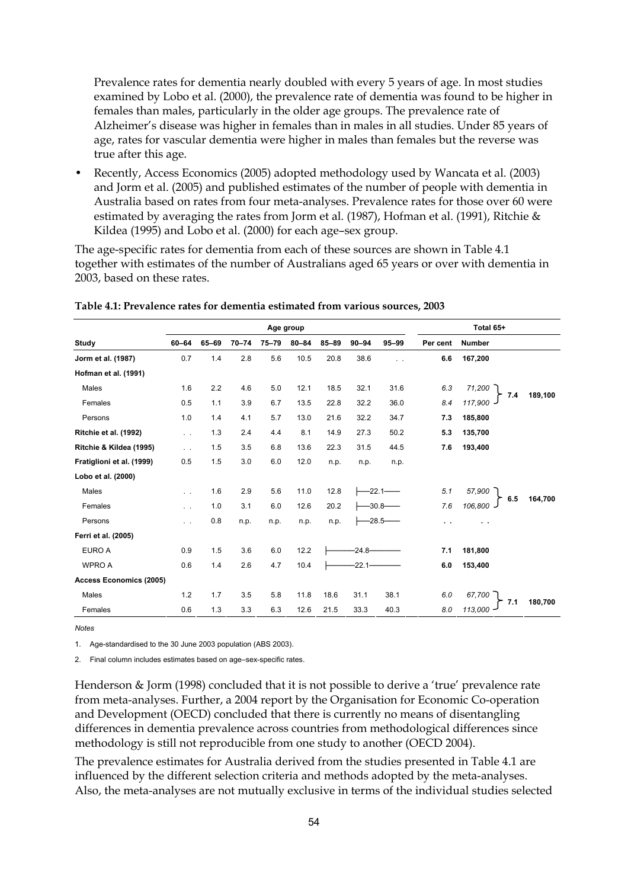Prevalence rates for dementia nearly doubled with every 5 years of age. In most studies examined by Lobo et al. (2000), the prevalence rate of dementia was found to be higher in females than males, particularly in the older age groups. The prevalence rate of Alzheimer's disease was higher in females than in males in all studies. Under 85 years of age, rates for vascular dementia were higher in males than females but the reverse was true after this age.

- Recently, Access Economics (2005) adopted methodology used by Wancata et al. (2003) and Jorm et al. (2005) and published estimates of the number of people with dementia in Australia based on rates from four meta-analyses. Prevalence rates for those over 60 were estimated by averaging the rates from Jorm et al. (1987), Hofman et al. (1991), Ritchie & Kildea (1995) and Lobo et al. (2000) for each age–sex group.

The age-specific rates for dementia from each of these sources are shown in Table 4.1 together with estimates of the number of Australians aged 65 years or over with dementia in 2003, based on these rates.

**Table 4.1: Prevalence rates for dementia estimated from various sources, 2003**

| | Age group | | | | | | | | Total 65+ | | | |
|---|---|---|---|---|---|---|---|---|---|---|---|---|
| **Study** | **60–64** | **65–69** | **70–74** | **75–79** | **80–84** | **85–89** | **90–94** | **95–99** | **Per cent** | **Number** | | |
| **Jorm et al. (1987)** | 0.7 | 1.4 | 2.8 | 5.6 | 10.5 | 20.8 | 38.6 | . . | **6.6** | **167,200** | | |
| **Hofman et al. (1991)** | | | | | | | | | | | | |
| Males | 1.6 | 2.2 | 4.6 | 5.0 | 12.1 | 18.5 | 32.1 | 31.6 | *6.3* | *71,200* | **7.4** | **189,100** |
| Females | 0.5 | 1.1 | 3.9 | 6.7 | 13.5 | 22.8 | 32.2 | 36.0 | *8.4* | *117,900* | | |
| Persons | 1.0 | 1.4 | 4.1 | 5.7 | 13.0 | 21.6 | 32.2 | 34.7 | **7.3** | **185,800** | | |
| **Ritchie et al. (1992)** | . . | 1.3 | 2.4 | 4.4 | 8.1 | 14.9 | 27.3 | 50.2 | **5.3** | **135,700** | | |
| **Ritchie & Kildea (1995)** | . . | 1.5 | 3.5 | 6.8 | 13.6 | 22.3 | 31.5 | 44.5 | **7.6** | **193,400** | | |
| **Fratiglioni et al. (1999)** | 0.5 | 1.5 | 3.0 | 6.0 | 12.0 | n.p. | n.p. | n.p. | | | | |
| **Lobo et al. (2000)** | | | | | | | | | | | | |
| Males | . . | 1.6 | 2.9 | 5.6 | 11.0 | 12.8 | 22.1 (90–99) | | *5.1* | *57,900* | **6.5** | **164,700** |
| Females | . . | 1.0 | 3.1 | 6.0 | 12.6 | 20.2 | 30.8 (90–99) | | *7.6* | *106,800* | | |
| Persons | . . | 0.8 | n.p. | n.p. | n.p. | n.p. | 28.5 (90–99) | | . . | . . | | |
| **Ferri et al. (2005)** | | | | | | | | | | | | |
| EURO A | 0.9 | 1.5 | 3.6 | 6.0 | 12.2 | 24.8 (85–99) | | | **7.1** | **181,800** | | |
| WPRO A | 0.6 | 1.4 | 2.6 | 4.7 | 10.4 | 22.1 (85–99) | | | **6.0** | **153,400** | | |
| **Access Economics (2005)** | | | | | | | | | | | | |
| Males | 1.2 | 1.7 | 3.5 | 5.8 | 11.8 | 18.6 | 31.1 | 38.1 | *6.0* | *67,700* | **7.1** | **180,700** |
| Females | 0.6 | 1.3 | 3.3 | 6.3 | 12.6 | 21.5 | 33.3 | 40.3 | *8.0* | *113,000* | | |

*Notes*

1. Age-standardised to the 30 June 2003 population (ABS 2003).
2. Final column includes estimates based on age–sex-specific rates.

Henderson & Jorm (1998) concluded that it is not possible to derive a 'true' prevalence rate from meta-analyses. Further, a 2004 report by the Organisation for Economic Co-operation and Development (OECD) concluded that there is currently no means of disentangling differences in dementia prevalence across countries from methodological differences since methodology is still not reproducible from one study to another (OECD 2004).

The prevalence estimates for Australia derived from the studies presented in Table 4.1 are influenced by the different selection criteria and methods adopted by the meta-analyses. Also, the meta-analyses are not mutually exclusive in terms of the individual studies selected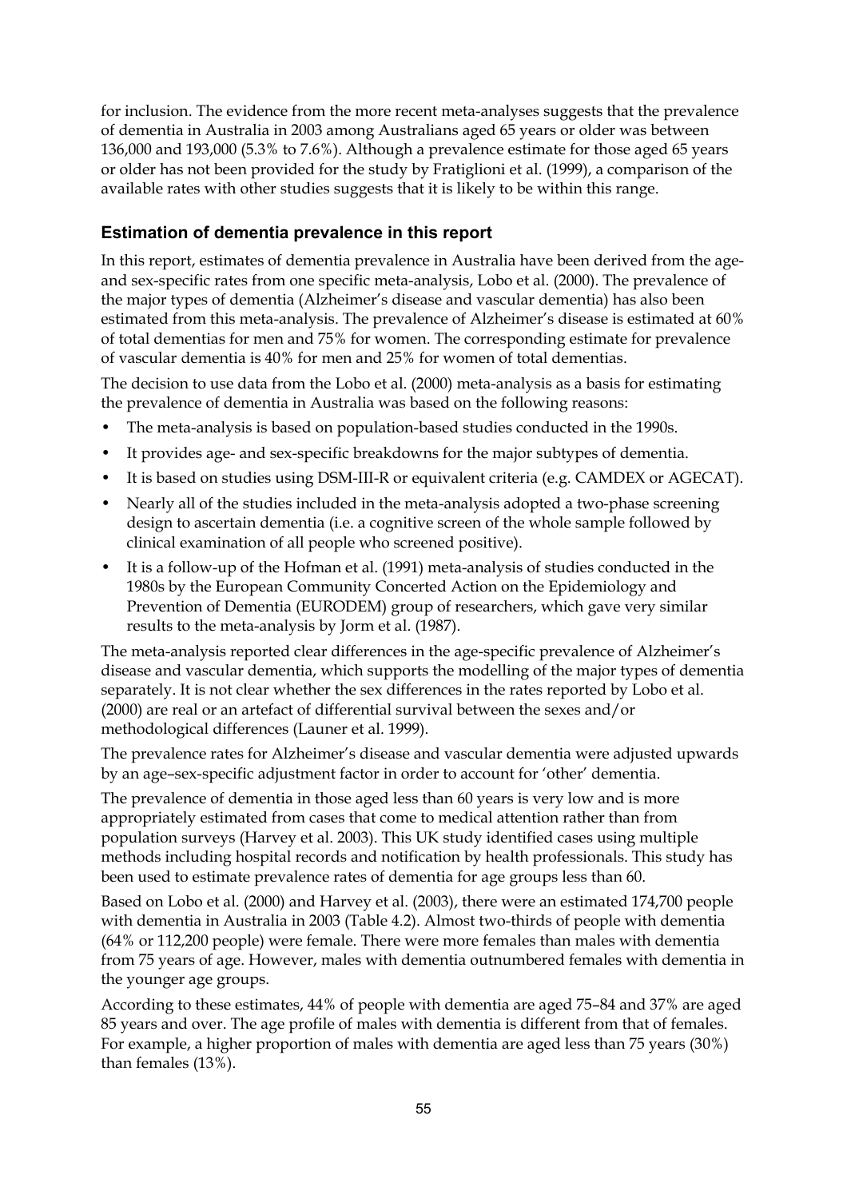for inclusion. The evidence from the more recent meta-analyses suggests that the prevalence of dementia in Australia in 2003 among Australians aged 65 years or older was between 136,000 and 193,000 (5.3% to 7.6%). Although a prevalence estimate for those aged 65 years or older has not been provided for the study by Fratiglioni et al. (1999), a comparison of the available rates with other studies suggests that it is likely to be within this range.

### Estimation of dementia prevalence in this report

In this report, estimates of dementia prevalence in Australia have been derived from the age- and sex-specific rates from one specific meta-analysis, Lobo et al. (2000). The prevalence of the major types of dementia (Alzheimer's disease and vascular dementia) has also been estimated from this meta-analysis. The prevalence of Alzheimer's disease is estimated at 60% of total dementias for men and 75% for women. The corresponding estimate for prevalence of vascular dementia is 40% for men and 25% for women of total dementias.

The decision to use data from the Lobo et al. (2000) meta-analysis as a basis for estimating the prevalence of dementia in Australia was based on the following reasons:

- The meta-analysis is based on population-based studies conducted in the 1990s.
- It provides age- and sex-specific breakdowns for the major subtypes of dementia.
- It is based on studies using DSM-III-R or equivalent criteria (e.g. CAMDEX or AGECAT).
- Nearly all of the studies included in the meta-analysis adopted a two-phase screening design to ascertain dementia (i.e. a cognitive screen of the whole sample followed by clinical examination of all people who screened positive).
- It is a follow-up of the Hofman et al. (1991) meta-analysis of studies conducted in the 1980s by the European Community Concerted Action on the Epidemiology and Prevention of Dementia (EURODEM) group of researchers, which gave very similar results to the meta-analysis by Jorm et al. (1987).

The meta-analysis reported clear differences in the age-specific prevalence of Alzheimer's disease and vascular dementia, which supports the modelling of the major types of dementia separately. It is not clear whether the sex differences in the rates reported by Lobo et al. (2000) are real or an artefact of differential survival between the sexes and/or methodological differences (Launer et al. 1999).

The prevalence rates for Alzheimer's disease and vascular dementia were adjusted upwards by an age–sex-specific adjustment factor in order to account for 'other' dementia.

The prevalence of dementia in those aged less than 60 years is very low and is more appropriately estimated from cases that come to medical attention rather than from population surveys (Harvey et al. 2003). This UK study identified cases using multiple methods including hospital records and notification by health professionals. This study has been used to estimate prevalence rates of dementia for age groups less than 60.

Based on Lobo et al. (2000) and Harvey et al. (2003), there were an estimated 174,700 people with dementia in Australia in 2003 (Table 4.2). Almost two-thirds of people with dementia (64% or 112,200 people) were female. There were more females than males with dementia from 75 years of age. However, males with dementia outnumbered females with dementia in the younger age groups.

According to these estimates, 44% of people with dementia are aged 75–84 and 37% are aged 85 years and over. The age profile of males with dementia is different from that of females. For example, a higher proportion of males with dementia are aged less than 75 years (30%) than females (13%).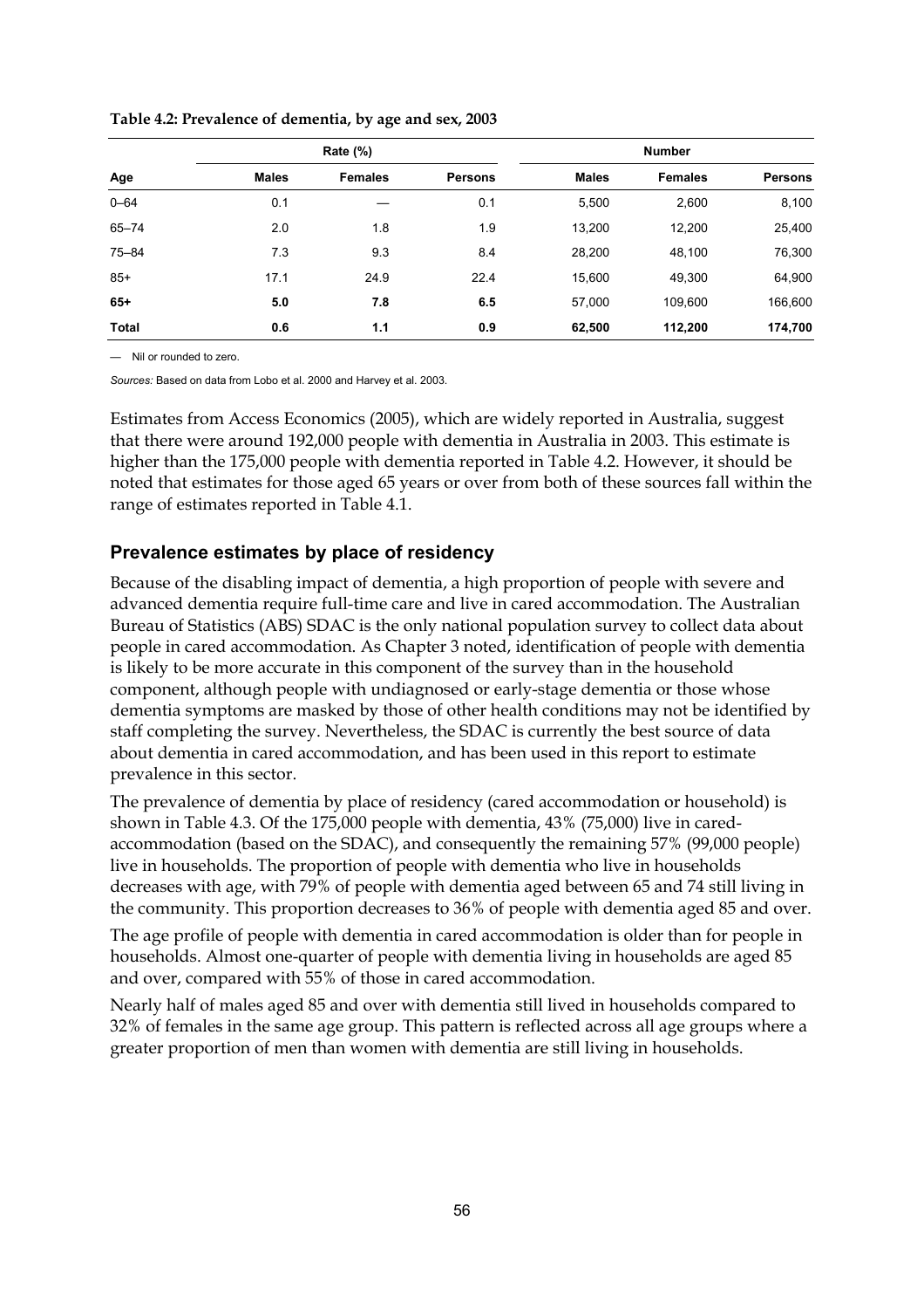**Table 4.2: Prevalence of dementia, by age and sex, 2003**

| Age | Rate (%) | | | Number | | |
|---|---|---|---|---|---|---|
| | Males | Females | Persons | Males | Females | Persons |
| 0–64 | 0.1 | — | 0.1 | 5,500 | 2,600 | 8,100 |
| 65–74 | 2.0 | 1.8 | 1.9 | 13,200 | 12,200 | 25,400 |
| 75–84 | 7.3 | 9.3 | 8.4 | 28,200 | 48,100 | 76,300 |
| 85+ | 17.1 | 24.9 | 22.4 | 15,600 | 49,300 | 64,900 |
| **65+** | **5.0** | **7.8** | **6.5** | 57,000 | 109,600 | 166,600 |
| **Total** | **0.6** | **1.1** | **0.9** | **62,500** | **112,200** | **174,700** |

— Nil or rounded to zero.

*Sources:* Based on data from Lobo et al. 2000 and Harvey et al. 2003.

Estimates from Access Economics (2005), which are widely reported in Australia, suggest that there were around 192,000 people with dementia in Australia in 2003. This estimate is higher than the 175,000 people with dementia reported in Table 4.2. However, it should be noted that estimates for those aged 65 years or over from both of these sources fall within the range of estimates reported in Table 4.1.

## Prevalence estimates by place of residency

Because of the disabling impact of dementia, a high proportion of people with severe and advanced dementia require full-time care and live in cared accommodation. The Australian Bureau of Statistics (ABS) SDAC is the only national population survey to collect data about people in cared accommodation. As Chapter 3 noted, identification of people with dementia is likely to be more accurate in this component of the survey than in the household component, although people with undiagnosed or early-stage dementia or those whose dementia symptoms are masked by those of other health conditions may not be identified by staff completing the survey. Nevertheless, the SDAC is currently the best source of data about dementia in cared accommodation, and has been used in this report to estimate prevalence in this sector.

The prevalence of dementia by place of residency (cared accommodation or household) is shown in Table 4.3. Of the 175,000 people with dementia, 43% (75,000) live in cared-accommodation (based on the SDAC), and consequently the remaining 57% (99,000 people) live in households. The proportion of people with dementia who live in households decreases with age, with 79% of people with dementia aged between 65 and 74 still living in the community. This proportion decreases to 36% of people with dementia aged 85 and over.

The age profile of people with dementia in cared accommodation is older than for people in households. Almost one-quarter of people with dementia living in households are aged 85 and over, compared with 55% of those in cared accommodation.

Nearly half of males aged 85 and over with dementia still lived in households compared to 32% of females in the same age group. This pattern is reflected across all age groups where a greater proportion of men than women with dementia are still living in households.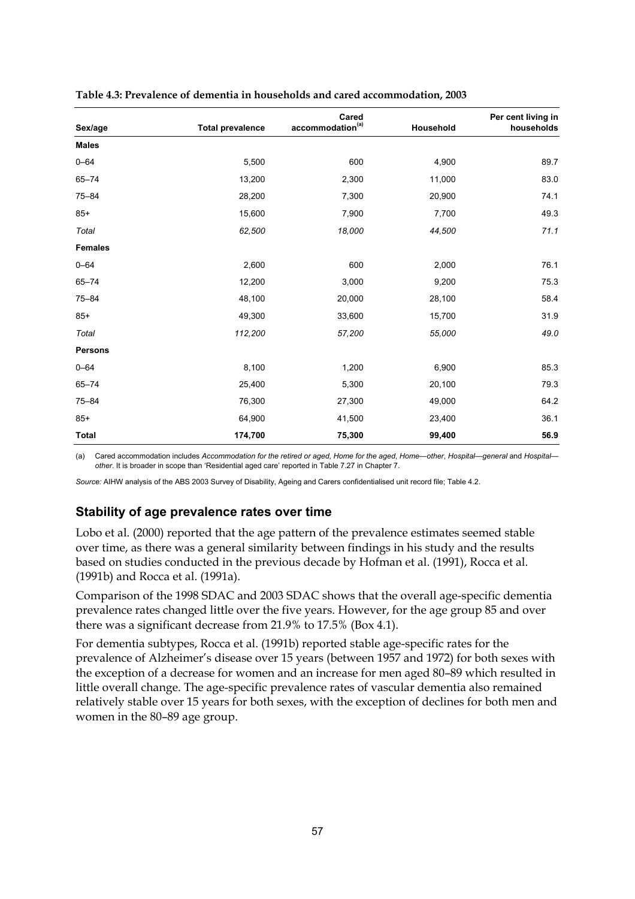**Table 4.3: Prevalence of dementia in households and cared accommodation, 2003**

| Sex/age | Total prevalence | Cared accommodation[(a)] | Household | Per cent living in households |
|---|---|---|---|---|
| **Males** | | | | |
| 0–64 | 5,500 | 600 | 4,900 | 89.7 |
| 65–74 | 13,200 | 2,300 | 11,000 | 83.0 |
| 75–84 | 28,200 | 7,300 | 20,900 | 74.1 |
| 85+ | 15,600 | 7,900 | 7,700 | 49.3 |
| *Total* | *62,500* | *18,000* | *44,500* | *71.1* |
| **Females** | | | | |
| 0–64 | 2,600 | 600 | 2,000 | 76.1 |
| 65–74 | 12,200 | 3,000 | 9,200 | 75.3 |
| 75–84 | 48,100 | 20,000 | 28,100 | 58.4 |
| 85+ | 49,300 | 33,600 | 15,700 | 31.9 |
| *Total* | *112,200* | *57,200* | *55,000* | *49.0* |
| **Persons** | | | | |
| 0–64 | 8,100 | 1,200 | 6,900 | 85.3 |
| 65–74 | 25,400 | 5,300 | 20,100 | 79.3 |
| 75–84 | 76,300 | 27,300 | 49,000 | 64.2 |
| 85+ | 64,900 | 41,500 | 23,400 | 36.1 |
| **Total** | **174,700** | **75,300** | **99,400** | **56.9** |

(a) Cared accommodation includes *Accommodation for the retired or aged*, *Home for the aged*, *Home—other*, *Hospital—general* and *Hospital—other*. It is broader in scope than 'Residential aged care' reported in Table 7.27 in Chapter 7.

*Source:* AIHW analysis of the ABS 2003 Survey of Disability, Ageing and Carers confidentialised unit record file; Table 4.2.

## Stability of age prevalence rates over time

Lobo et al. (2000) reported that the age pattern of the prevalence estimates seemed stable over time, as there was a general similarity between findings in his study and the results based on studies conducted in the previous decade by Hofman et al. (1991), Rocca et al. (1991b) and Rocca et al. (1991a).

Comparison of the 1998 SDAC and 2003 SDAC shows that the overall age-specific dementia prevalence rates changed little over the five years. However, for the age group 85 and over there was a significant decrease from 21.9% to 17.5% (Box 4.1).

For dementia subtypes, Rocca et al. (1991b) reported stable age-specific rates for the prevalence of Alzheimer's disease over 15 years (between 1957 and 1972) for both sexes with the exception of a decrease for women and an increase for men aged 80–89 which resulted in little overall change. The age-specific prevalence rates of vascular dementia also remained relatively stable over 15 years for both sexes, with the exception of declines for both men and women in the 80–89 age group.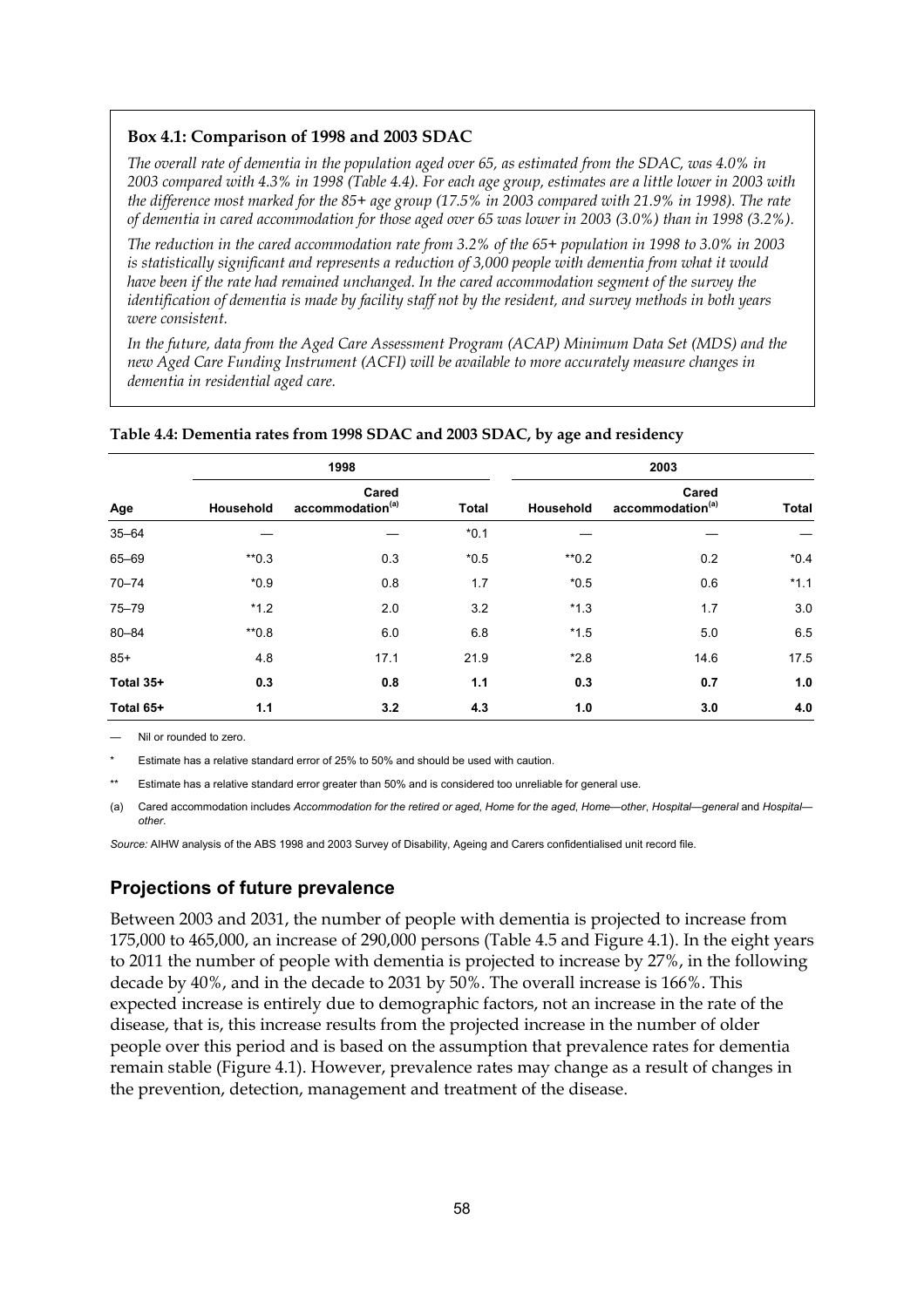**Box 4.1: Comparison of 1998 and 2003 SDAC**

*The overall rate of dementia in the population aged over 65, as estimated from the SDAC, was 4.0% in 2003 compared with 4.3% in 1998 (Table 4.4). For each age group, estimates are a little lower in 2003 with the difference most marked for the 85+ age group (17.5% in 2003 compared with 21.9% in 1998). The rate of dementia in cared accommodation for those aged over 65 was lower in 2003 (3.0%) than in 1998 (3.2%).*

*The reduction in the cared accommodation rate from 3.2% of the 65+ population in 1998 to 3.0% in 2003 is statistically significant and represents a reduction of 3,000 people with dementia from what it would have been if the rate had remained unchanged. In the cared accommodation segment of the survey the identification of dementia is made by facility staff not by the resident, and survey methods in both years were consistent.*

*In the future, data from the Aged Care Assessment Program (ACAP) Minimum Data Set (MDS) and the new Aged Care Funding Instrument (ACFI) will be available to more accurately measure changes in dementia in residential aged care.*

**Table 4.4: Dementia rates from 1998 SDAC and 2003 SDAC, by age and residency**

| | 1998 | | | 2003 | | |
|---|---|---|---|---|---|---|
| Age | Household | Cared accommodation[(a)] | Total | Household | Cared accommodation[(a)] | Total |
| 35–64 | — | — | *0.1 | — | — | — |
| 65–69 | **0.3 | 0.3 | *0.5 | **0.2 | 0.2 | *0.4 |
| 70–74 | *0.9 | 0.8 | 1.7 | *0.5 | 0.6 | *1.1 |
| 75–79 | *1.2 | 2.0 | 3.2 | *1.3 | 1.7 | 3.0 |
| 80–84 | **0.8 | 6.0 | 6.8 | *1.5 | 5.0 | 6.5 |
| 85+ | 4.8 | 17.1 | 21.9 | *2.8 | 14.6 | 17.5 |
| **Total 35+** | **0.3** | **0.8** | **1.1** | **0.3** | **0.7** | **1.0** |
| **Total 65+** | **1.1** | **3.2** | **4.3** | **1.0** | **3.0** | **4.0** |

— Nil or rounded to zero.

* Estimate has a relative standard error of 25% to 50% and should be used with caution.

** Estimate has a relative standard error greater than 50% and is considered too unreliable for general use.

(a) Cared accommodation includes *Accommodation for the retired or aged*, *Home for the aged*, *Home—other*, *Hospital—general* and *Hospital—other*.

*Source:* AIHW analysis of the ABS 1998 and 2003 Survey of Disability, Ageing and Carers confidentialised unit record file.

## Projections of future prevalence

Between 2003 and 2031, the number of people with dementia is projected to increase from 175,000 to 465,000, an increase of 290,000 persons (Table 4.5 and Figure 4.1). In the eight years to 2011 the number of people with dementia is projected to increase by 27%, in the following decade by 40%, and in the decade to 2031 by 50%. The overall increase is 166%. This expected increase is entirely due to demographic factors, not an increase in the rate of the disease, that is, this increase results from the projected increase in the number of older people over this period and is based on the assumption that prevalence rates for dementia remain stable (Figure 4.1). However, prevalence rates may change as a result of changes in the prevention, detection, management and treatment of the disease.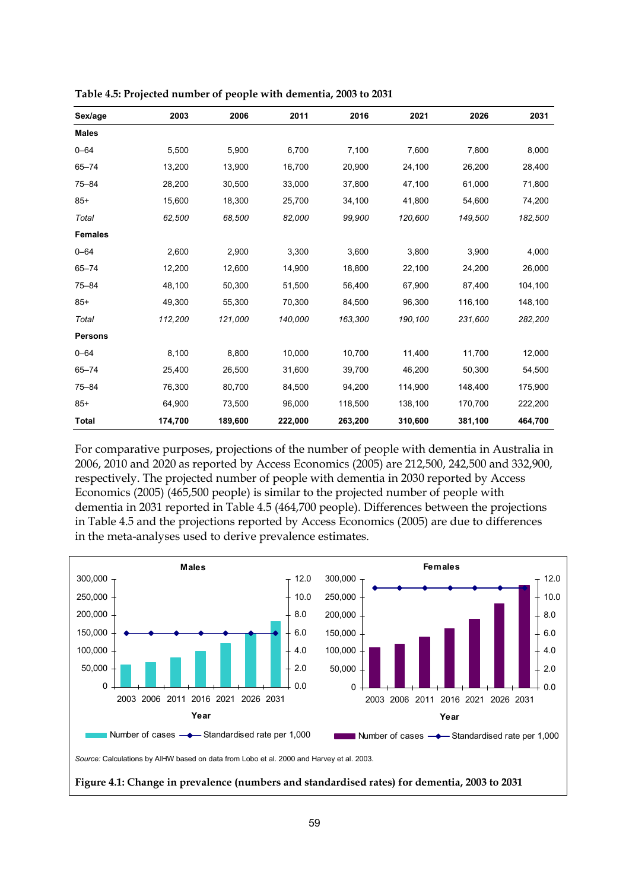**Table 4.5: Projected number of people with dementia, 2003 to 2031**

| Sex/age | 2003 | 2006 | 2011 | 2016 | 2021 | 2026 | 2031 |
|---|---|---|---|---|---|---|---|
| **Males** | | | | | | | |
| 0–64 | 5,500 | 5,900 | 6,700 | 7,100 | 7,600 | 7,800 | 8,000 |
| 65–74 | 13,200 | 13,900 | 16,700 | 20,900 | 24,100 | 26,200 | 28,400 |
| 75–84 | 28,200 | 30,500 | 33,000 | 37,800 | 47,100 | 61,000 | 71,800 |
| 85+ | 15,600 | 18,300 | 25,700 | 34,100 | 41,800 | 54,600 | 74,200 |
| *Total* | *62,500* | *68,500* | *82,000* | *99,900* | *120,600* | *149,500* | *182,500* |
| **Females** | | | | | | | |
| 0–64 | 2,600 | 2,900 | 3,300 | 3,600 | 3,800 | 3,900 | 4,000 |
| 65–74 | 12,200 | 12,600 | 14,900 | 18,800 | 22,100 | 24,200 | 26,000 |
| 75–84 | 48,100 | 50,300 | 51,500 | 56,400 | 67,900 | 87,400 | 104,100 |
| 85+ | 49,300 | 55,300 | 70,300 | 84,500 | 96,300 | 116,100 | 148,100 |
| *Total* | *112,200* | *121,000* | *140,000* | *163,300* | *190,100* | *231,600* | *282,200* |
| **Persons** | | | | | | | |
| 0–64 | 8,100 | 8,800 | 10,000 | 10,700 | 11,400 | 11,700 | 12,000 |
| 65–74 | 25,400 | 26,500 | 31,600 | 39,700 | 46,200 | 50,300 | 54,500 |
| 75–84 | 76,300 | 80,700 | 84,500 | 94,200 | 114,900 | 148,400 | 175,900 |
| 85+ | 64,900 | 73,500 | 96,000 | 118,500 | 138,100 | 170,700 | 222,200 |
| **Total** | **174,700** | **189,600** | **222,000** | **263,200** | **310,600** | **381,100** | **464,700** |

For comparative purposes, projections of the number of people with dementia in Australia in 2006, 2010 and 2020 as reported by Access Economics (2005) are 212,500, 242,500 and 332,900, respectively. The projected number of people with dementia in 2030 reported by Access Economics (2005) (465,500 people) is similar to the projected number of people with dementia in 2031 reported in Table 4.5 (464,700 people). Differences between the projections in Table 4.5 and the projections reported by Access Economics (2005) are due to differences in the meta-analyses used to derive prevalence estimates.

*Source:* Calculations by AIHW based on data from Lobo et al. 2000 and Harvey et al. 2003.

**Figure 4.1: Change in prevalence (numbers and standardised rates) for dementia, 2003 to 2031**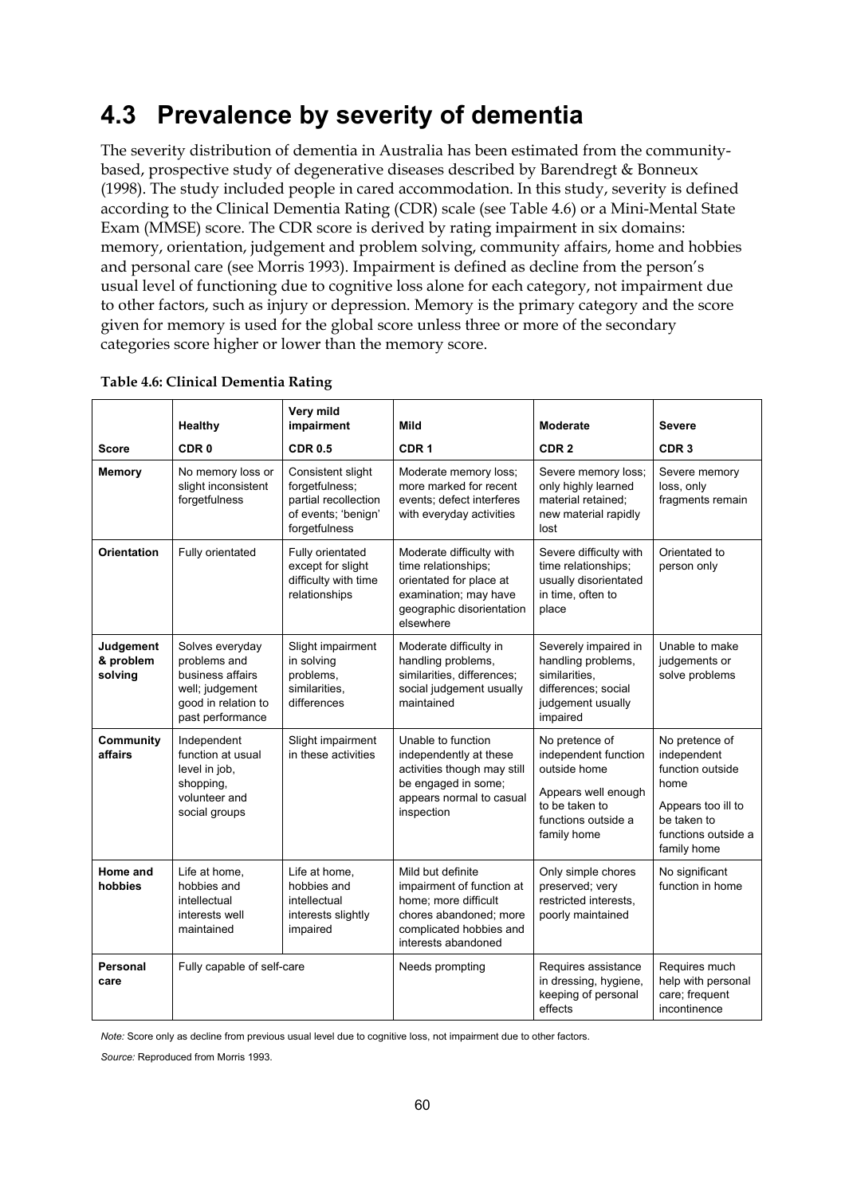## 4.3 Prevalence by severity of dementia

The severity distribution of dementia in Australia has been estimated from the community-based, prospective study of degenerative diseases described by Barendregt & Bonneux (1998). The study included people in cared accommodation. In this study, severity is defined according to the Clinical Dementia Rating (CDR) scale (see Table 4.6) or a Mini-Mental State Exam (MMSE) score. The CDR score is derived by rating impairment in six domains: memory, orientation, judgement and problem solving, community affairs, home and hobbies and personal care (see Morris 1993). Impairment is defined as decline from the person's usual level of functioning due to cognitive loss alone for each category, not impairment due to other factors, such as injury or depression. Memory is the primary category and the score given for memory is used for the global score unless three or more of the secondary categories score higher or lower than the memory score.

**Table 4.6: Clinical Dementia Rating**

| | **Healthy** | **Very mild impairment** | **Mild** | **Moderate** | **Severe** |
|---|---|---|---|---|---|
| **Score** | **CDR 0** | **CDR 0.5** | **CDR 1** | **CDR 2** | **CDR 3** |
| **Memory** | No memory loss or slight inconsistent forgetfulness | Consistent slight forgetfulness; partial recollection of events; 'benign' forgetfulness | Moderate memory loss; more marked for recent events; defect interferes with everyday activities | Severe memory loss; only highly learned material retained; new material rapidly lost | Severe memory loss, only fragments remain |
| **Orientation** | Fully orientated | Fully orientated except for slight difficulty with time relationships | Moderate difficulty with time relationships; orientated for place at examination; may have geographic disorientation elsewhere | Severe difficulty with time relationships; usually disorientated in time, often to place | Orientated to person only |
| **Judgement & problem solving** | Solves everyday problems and business affairs well; judgement good in relation to past performance | Slight impairment in solving problems, similarities, differences | Moderate difficulty in handling problems, similarities, differences; social judgement usually maintained | Severely impaired in handling problems, similarities, differences; social judgement usually impaired | Unable to make judgements or solve problems |
| **Community affairs** | Independent function at usual level in job, shopping, volunteer and social groups | Slight impairment in these activities | Unable to function independently at these activities though may still be engaged in some; appears normal to casual inspection | No pretence of independent function outside home<br><br>Appears well enough to be taken to functions outside a family home | No pretence of independent function outside home<br><br>Appears too ill to be taken to functions outside a family home |
| **Home and hobbies** | Life at home, hobbies and intellectual interests well maintained | Life at home, hobbies and intellectual interests slightly impaired | Mild but definite impairment of function at home; more difficult chores abandoned; more complicated hobbies and interests abandoned | Only simple chores preserved; very restricted interests, poorly maintained | No significant function in home |
| **Personal care** | Fully capable of self-care | | Needs prompting | Requires assistance in dressing, hygiene, keeping of personal effects | Requires much help with personal care; frequent incontinence |

*Note:* Score only as decline from previous usual level due to cognitive loss, not impairment due to other factors.

*Source:* Reproduced from Morris 1993.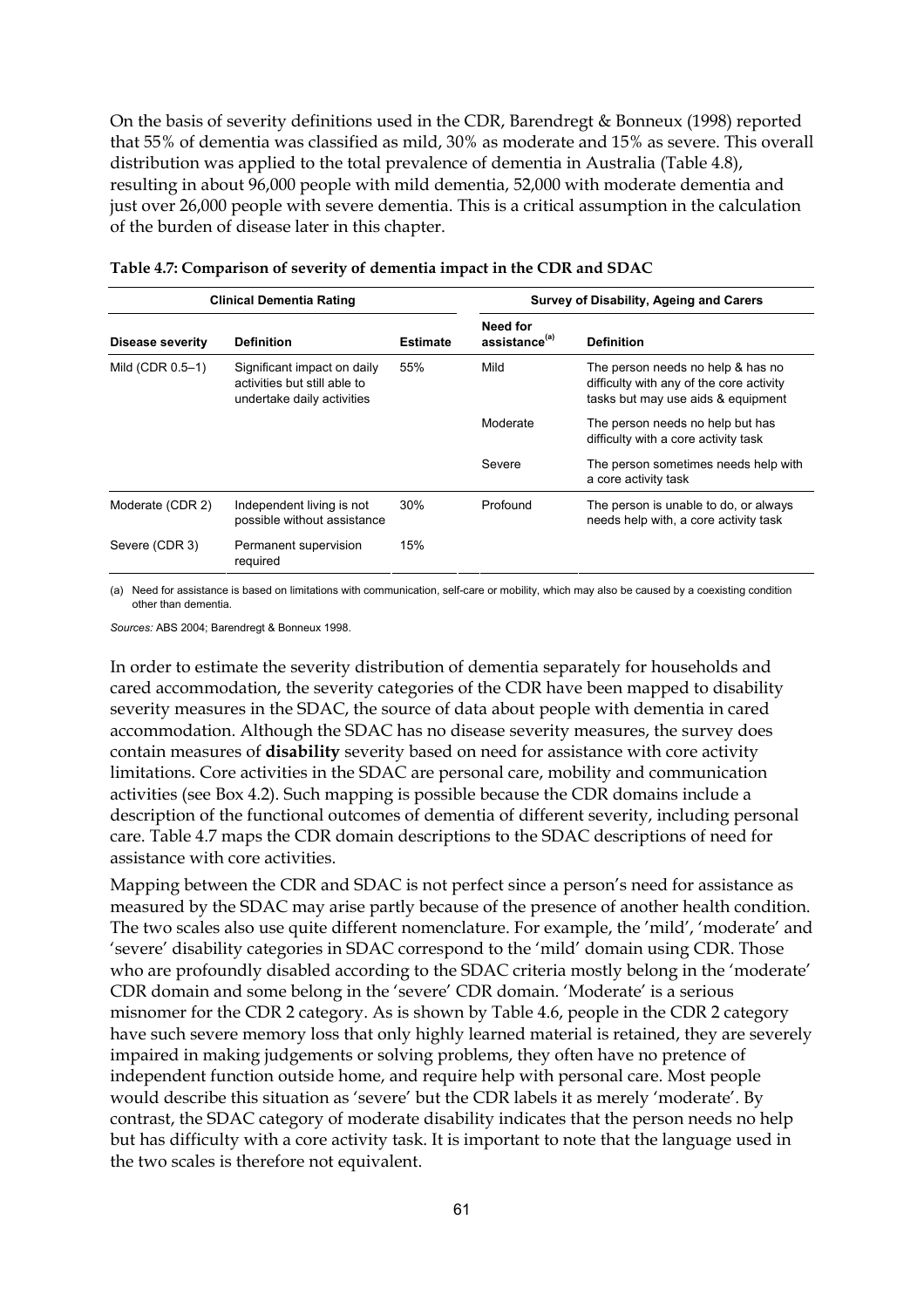On the basis of severity definitions used in the CDR, Barendregt & Bonneux (1998) reported that 55% of dementia was classified as mild, 30% as moderate and 15% as severe. This overall distribution was applied to the total prevalence of dementia in Australia (Table 4.8), resulting in about 96,000 people with mild dementia, 52,000 with moderate dementia and just over 26,000 people with severe dementia. This is a critical assumption in the calculation of the burden of disease later in this chapter.

**Table 4.7: Comparison of severity of dementia impact in the CDR and SDAC**

| Clinical Dementia Rating | | | Survey of Disability, Ageing and Carers | |
|---|---|---|---|---|
| **Disease severity** | **Definition** | **Estimate** | **Need for assistance[(a)]** | **Definition** |
| Mild (CDR 0.5–1) | Significant impact on daily activities but still able to undertake daily activities | 55% | Mild | The person needs no help & has no difficulty with any of the core activity tasks but may use aids & equipment |
| | | | Moderate | The person needs no help but has difficulty with a core activity task |
| | | | Severe | The person sometimes needs help with a core activity task |
| Moderate (CDR 2) | Independent living is not possible without assistance | 30% | Profound | The person is unable to do, or always needs help with, a core activity task |
| Severe (CDR 3) | Permanent supervision required | 15% | | |

(a) Need for assistance is based on limitations with communication, self-care or mobility, which may also be caused by a coexisting condition other than dementia.

*Sources:* ABS 2004; Barendregt & Bonneux 1998.

In order to estimate the severity distribution of dementia separately for households and cared accommodation, the severity categories of the CDR have been mapped to disability severity measures in the SDAC, the source of data about people with dementia in cared accommodation. Although the SDAC has no disease severity measures, the survey does contain measures of **disability** severity based on need for assistance with core activity limitations. Core activities in the SDAC are personal care, mobility and communication activities (see Box 4.2). Such mapping is possible because the CDR domains include a description of the functional outcomes of dementia of different severity, including personal care. Table 4.7 maps the CDR domain descriptions to the SDAC descriptions of need for assistance with core activities.

Mapping between the CDR and SDAC is not perfect since a person's need for assistance as measured by the SDAC may arise partly because of the presence of another health condition. The two scales also use quite different nomenclature. For example, the 'mild', 'moderate' and 'severe' disability categories in SDAC correspond to the 'mild' domain using CDR. Those who are profoundly disabled according to the SDAC criteria mostly belong in the 'moderate' CDR domain and some belong in the 'severe' CDR domain. 'Moderate' is a serious misnomer for the CDR 2 category. As is shown by Table 4.6, people in the CDR 2 category have such severe memory loss that only highly learned material is retained, they are severely impaired in making judgements or solving problems, they often have no pretence of independent function outside home, and require help with personal care. Most people would describe this situation as 'severe' but the CDR labels it as merely 'moderate'. By contrast, the SDAC category of moderate disability indicates that the person needs no help but has difficulty with a core activity task. It is important to note that the language used in the two scales is therefore not equivalent.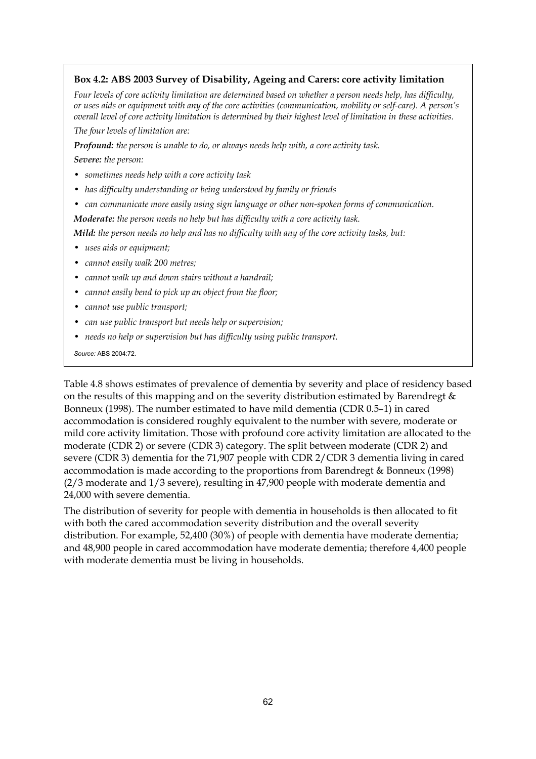**Box 4.2: ABS 2003 Survey of Disability, Ageing and Carers: core activity limitation**

*Four levels of core activity limitation are determined based on whether a person needs help, has difficulty, or uses aids or equipment with any of the core activities (communication, mobility or self-care). A person's overall level of core activity limitation is determined by their highest level of limitation in these activities.*

*The four levels of limitation are:*

***Profound:*** *the person is unable to do, or always needs help with, a core activity task.*

***Severe:*** *the person:*

- *sometimes needs help with a core activity task*
- *has difficulty understanding or being understood by family or friends*
- *can communicate more easily using sign language or other non-spoken forms of communication.*

***Moderate:*** *the person needs no help but has difficulty with a core activity task.*

***Mild:*** *the person needs no help and has no difficulty with any of the core activity tasks, but:*

- *uses aids or equipment;*
- *cannot easily walk 200 metres;*
- *cannot walk up and down stairs without a handrail;*
- *cannot easily bend to pick up an object from the floor;*
- *cannot use public transport;*
- *can use public transport but needs help or supervision;*
- *needs no help or supervision but has difficulty using public transport.*

*Source:* ABS 2004:72.

Table 4.8 shows estimates of prevalence of dementia by severity and place of residency based on the results of this mapping and on the severity distribution estimated by Barendregt & Bonneux (1998). The number estimated to have mild dementia (CDR 0.5–1) in cared accommodation is considered roughly equivalent to the number with severe, moderate or mild core activity limitation. Those with profound core activity limitation are allocated to the moderate (CDR 2) or severe (CDR 3) category. The split between moderate (CDR 2) and severe (CDR 3) dementia for the 71,907 people with CDR 2/CDR 3 dementia living in cared accommodation is made according to the proportions from Barendregt & Bonneux (1998) (2/3 moderate and 1/3 severe), resulting in 47,900 people with moderate dementia and 24,000 with severe dementia.

The distribution of severity for people with dementia in households is then allocated to fit with both the cared accommodation severity distribution and the overall severity distribution. For example, 52,400 (30%) of people with dementia have moderate dementia; and 48,900 people in cared accommodation have moderate dementia; therefore 4,400 people with moderate dementia must be living in households.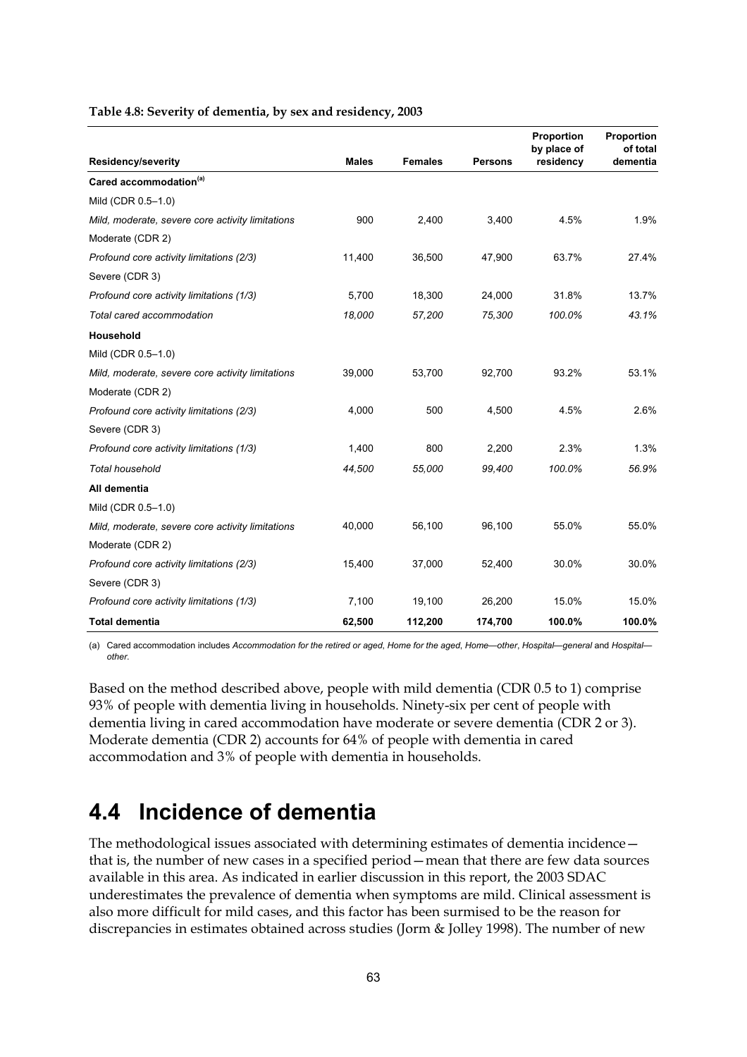**Table 4.8: Severity of dementia, by sex and residency, 2003**

| Residency/severity | Males | Females | Persons | Proportion by place of residency | Proportion of total dementia |
|---|---|---|---|---|---|
| **Cared accommodation**[(a)] | | | | | |
| Mild (CDR 0.5–1.0) | | | | | |
| *Mild, moderate, severe core activity limitations* | 900 | 2,400 | 3,400 | 4.5% | 1.9% |
| Moderate (CDR 2) | | | | | |
| *Profound core activity limitations (2/3)* | 11,400 | 36,500 | 47,900 | 63.7% | 27.4% |
| Severe (CDR 3) | | | | | |
| *Profound core activity limitations (1/3)* | 5,700 | 18,300 | 24,000 | 31.8% | 13.7% |
| *Total cared accommodation* | *18,000* | *57,200* | *75,300* | *100.0%* | *43.1%* |
| **Household** | | | | | |
| Mild (CDR 0.5–1.0) | | | | | |
| *Mild, moderate, severe core activity limitations* | 39,000 | 53,700 | 92,700 | 93.2% | 53.1% |
| Moderate (CDR 2) | | | | | |
| *Profound core activity limitations (2/3)* | 4,000 | 500 | 4,500 | 4.5% | 2.6% |
| Severe (CDR 3) | | | | | |
| *Profound core activity limitations (1/3)* | 1,400 | 800 | 2,200 | 2.3% | 1.3% |
| *Total household* | *44,500* | *55,000* | *99,400* | *100.0%* | *56.9%* |
| **All dementia** | | | | | |
| Mild (CDR 0.5–1.0) | | | | | |
| *Mild, moderate, severe core activity limitations* | 40,000 | 56,100 | 96,100 | 55.0% | 55.0% |
| Moderate (CDR 2) | | | | | |
| *Profound core activity limitations (2/3)* | 15,400 | 37,000 | 52,400 | 30.0% | 30.0% |
| Severe (CDR 3) | | | | | |
| *Profound core activity limitations (1/3)* | 7,100 | 19,100 | 26,200 | 15.0% | 15.0% |
| **Total dementia** | **62,500** | **112,200** | **174,700** | **100.0%** | **100.0%** |

(a) Cared accommodation includes *Accommodation for the retired or aged*, *Home for the aged*, *Home—other*, *Hospital—general* and *Hospital—other*.

Based on the method described above, people with mild dementia (CDR 0.5 to 1) comprise 93% of people with dementia living in households. Ninety-six per cent of people with dementia living in cared accommodation have moderate or severe dementia (CDR 2 or 3). Moderate dementia (CDR 2) accounts for 64% of people with dementia in cared accommodation and 3% of people with dementia in households.

## 4.4 Incidence of dementia

The methodological issues associated with determining estimates of dementia incidence—that is, the number of new cases in a specified period—mean that there are few data sources available in this area. As indicated in earlier discussion in this report, the 2003 SDAC underestimates the prevalence of dementia when symptoms are mild. Clinical assessment is also more difficult for mild cases, and this factor has been surmised to be the reason for discrepancies in estimates obtained across studies (Jorm & Jolley 1998). The number of new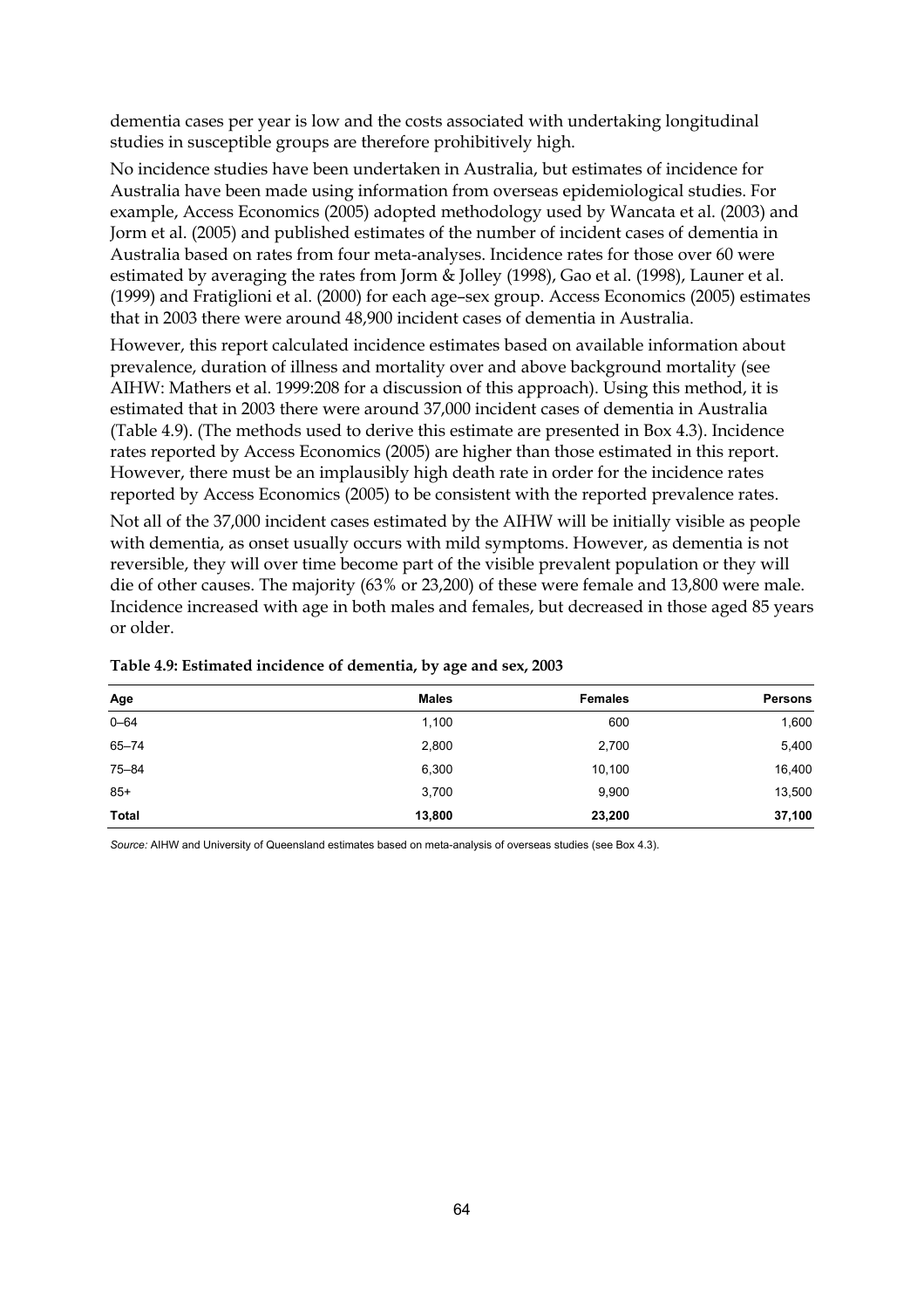dementia cases per year is low and the costs associated with undertaking longitudinal studies in susceptible groups are therefore prohibitively high.

No incidence studies have been undertaken in Australia, but estimates of incidence for Australia have been made using information from overseas epidemiological studies. For example, Access Economics (2005) adopted methodology used by Wancata et al. (2003) and Jorm et al. (2005) and published estimates of the number of incident cases of dementia in Australia based on rates from four meta-analyses. Incidence rates for those over 60 were estimated by averaging the rates from Jorm & Jolley (1998), Gao et al. (1998), Launer et al. (1999) and Fratiglioni et al. (2000) for each age–sex group. Access Economics (2005) estimates that in 2003 there were around 48,900 incident cases of dementia in Australia.

However, this report calculated incidence estimates based on available information about prevalence, duration of illness and mortality over and above background mortality (see AIHW: Mathers et al. 1999:208 for a discussion of this approach). Using this method, it is estimated that in 2003 there were around 37,000 incident cases of dementia in Australia (Table 4.9). (The methods used to derive this estimate are presented in Box 4.3). Incidence rates reported by Access Economics (2005) are higher than those estimated in this report. However, there must be an implausibly high death rate in order for the incidence rates reported by Access Economics (2005) to be consistent with the reported prevalence rates.

Not all of the 37,000 incident cases estimated by the AIHW will be initially visible as people with dementia, as onset usually occurs with mild symptoms. However, as dementia is not reversible, they will over time become part of the visible prevalent population or they will die of other causes. The majority (63% or 23,200) of these were female and 13,800 were male. Incidence increased with age in both males and females, but decreased in those aged 85 years or older.

**Table 4.9: Estimated incidence of dementia, by age and sex, 2003**

| Age | Males | Females | Persons |
|---|---|---|---|
| 0–64 | 1,100 | 600 | 1,600 |
| 65–74 | 2,800 | 2,700 | 5,400 |
| 75–84 | 6,300 | 10,100 | 16,400 |
| 85+ | 3,700 | 9,900 | 13,500 |
| **Total** | **13,800** | **23,200** | **37,100** |

*Source:* AIHW and University of Queensland estimates based on meta-analysis of overseas studies (see Box 4.3).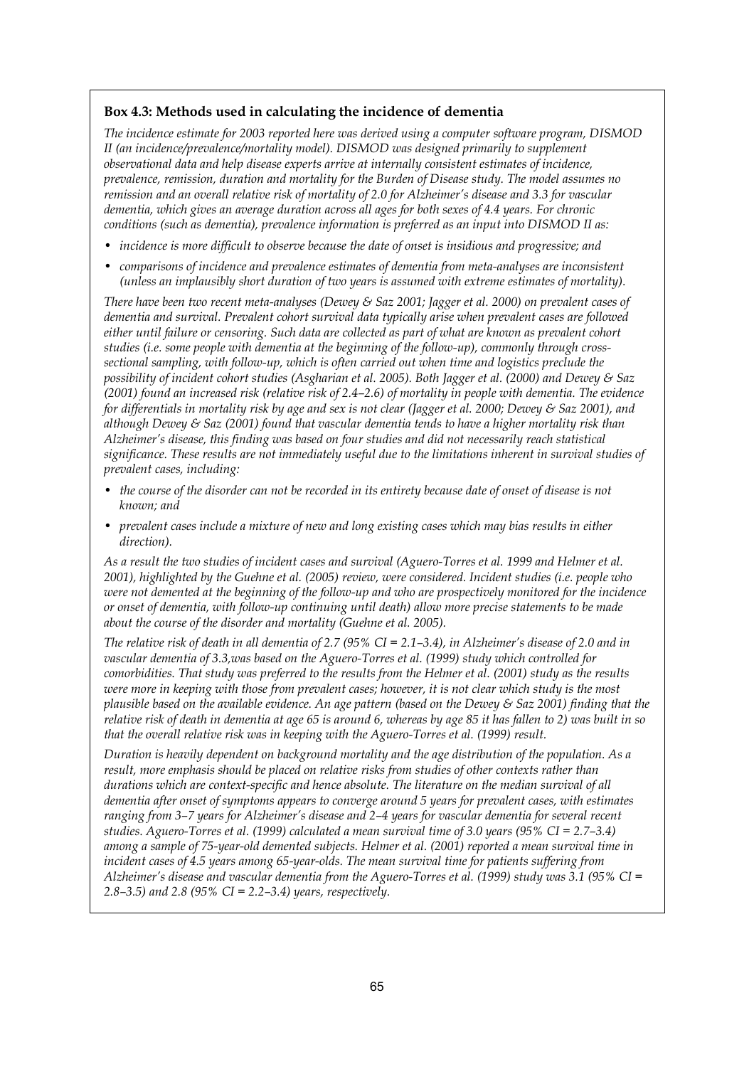### Box 4.3: Methods used in calculating the incidence of dementia

*The incidence estimate for 2003 reported here was derived using a computer software program, DISMOD II (an incidence/prevalence/mortality model). DISMOD was designed primarily to supplement observational data and help disease experts arrive at internally consistent estimates of incidence, prevalence, remission, duration and mortality for the Burden of Disease study. The model assumes no remission and an overall relative risk of mortality of 2.0 for Alzheimer's disease and 3.3 for vascular dementia, which gives an average duration across all ages for both sexes of 4.4 years. For chronic conditions (such as dementia), prevalence information is preferred as an input into DISMOD II as:*

- *incidence is more difficult to observe because the date of onset is insidious and progressive; and*
- *comparisons of incidence and prevalence estimates of dementia from meta-analyses are inconsistent (unless an implausibly short duration of two years is assumed with extreme estimates of mortality).*

*There have been two recent meta-analyses (Dewey & Saz 2001; Jagger et al. 2000) on prevalent cases of dementia and survival. Prevalent cohort survival data typically arise when prevalent cases are followed either until failure or censoring. Such data are collected as part of what are known as prevalent cohort studies (i.e. some people with dementia at the beginning of the follow-up), commonly through cross-sectional sampling, with follow-up, which is often carried out when time and logistics preclude the possibility of incident cohort studies (Asgharian et al. 2005). Both Jagger et al. (2000) and Dewey & Saz (2001) found an increased risk (relative risk of 2.4–2.6) of mortality in people with dementia. The evidence for differentials in mortality risk by age and sex is not clear (Jagger et al. 2000; Dewey & Saz 2001), and although Dewey & Saz (2001) found that vascular dementia tends to have a higher mortality risk than Alzheimer's disease, this finding was based on four studies and did not necessarily reach statistical significance. These results are not immediately useful due to the limitations inherent in survival studies of prevalent cases, including:*

- *the course of the disorder can not be recorded in its entirety because date of onset of disease is not known; and*
- *prevalent cases include a mixture of new and long existing cases which may bias results in either direction).*

*As a result the two studies of incident cases and survival (Aguero-Torres et al. 1999 and Helmer et al. 2001), highlighted by the Guehne et al. (2005) review, were considered. Incident studies (i.e. people who were not demented at the beginning of the follow-up and who are prospectively monitored for the incidence or onset of dementia, with follow-up continuing until death) allow more precise statements to be made about the course of the disorder and mortality (Guehne et al. 2005).*

*The relative risk of death in all dementia of 2.7 (95% CI = 2.1–3.4), in Alzheimer's disease of 2.0 and in vascular dementia of 3.3,was based on the Aguero-Torres et al. (1999) study which controlled for comorbidities. That study was preferred to the results from the Helmer et al. (2001) study as the results were more in keeping with those from prevalent cases; however, it is not clear which study is the most plausible based on the available evidence. An age pattern (based on the Dewey & Saz 2001) finding that the relative risk of death in dementia at age 65 is around 6, whereas by age 85 it has fallen to 2) was built in so that the overall relative risk was in keeping with the Aguero-Torres et al. (1999) result.*

*Duration is heavily dependent on background mortality and the age distribution of the population. As a result, more emphasis should be placed on relative risks from studies of other contexts rather than durations which are context-specific and hence absolute. The literature on the median survival of all dementia after onset of symptoms appears to converge around 5 years for prevalent cases, with estimates ranging from 3–7 years for Alzheimer's disease and 2–4 years for vascular dementia for several recent studies. Aguero-Torres et al. (1999) calculated a mean survival time of 3.0 years (95% CI = 2.7–3.4) among a sample of 75-year-old demented subjects. Helmer et al. (2001) reported a mean survival time in incident cases of 4.5 years among 65-year-olds. The mean survival time for patients suffering from Alzheimer's disease and vascular dementia from the Aguero-Torres et al. (1999) study was 3.1 (95% CI = 2.8–3.5) and 2.8 (95% CI = 2.2–3.4) years, respectively.*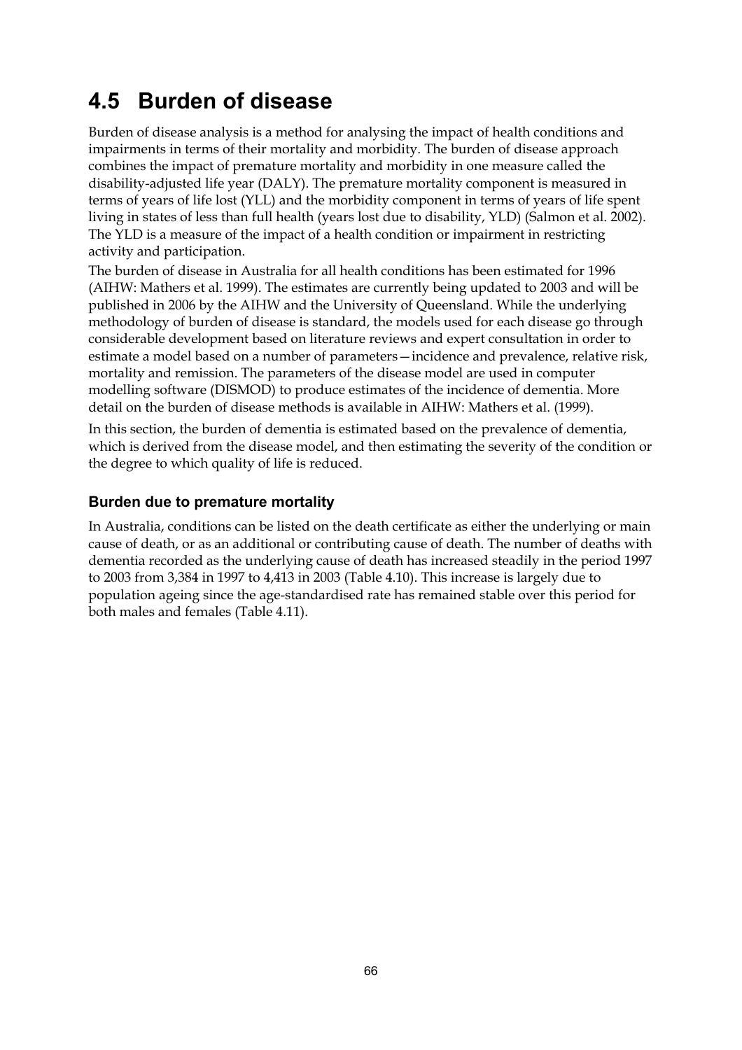## 4.5 Burden of disease

Burden of disease analysis is a method for analysing the impact of health conditions and impairments in terms of their mortality and morbidity. The burden of disease approach combines the impact of premature mortality and morbidity in one measure called the disability-adjusted life year (DALY). The premature mortality component is measured in terms of years of life lost (YLL) and the morbidity component in terms of years of life spent living in states of less than full health (years lost due to disability, YLD) (Salmon et al. 2002). The YLD is a measure of the impact of a health condition or impairment in restricting activity and participation.

The burden of disease in Australia for all health conditions has been estimated for 1996 (AIHW: Mathers et al. 1999). The estimates are currently being updated to 2003 and will be published in 2006 by the AIHW and the University of Queensland. While the underlying methodology of burden of disease is standard, the models used for each disease go through considerable development based on literature reviews and expert consultation in order to estimate a model based on a number of parameters—incidence and prevalence, relative risk, mortality and remission. The parameters of the disease model are used in computer modelling software (DISMOD) to produce estimates of the incidence of dementia. More detail on the burden of disease methods is available in AIHW: Mathers et al. (1999).

In this section, the burden of dementia is estimated based on the prevalence of dementia, which is derived from the disease model, and then estimating the severity of the condition or the degree to which quality of life is reduced.

### Burden due to premature mortality

In Australia, conditions can be listed on the death certificate as either the underlying or main cause of death, or as an additional or contributing cause of death. The number of deaths with dementia recorded as the underlying cause of death has increased steadily in the period 1997 to 2003 from 3,384 in 1997 to 4,413 in 2003 (Table 4.10). This increase is largely due to population ageing since the age-standardised rate has remained stable over this period for both males and females (Table 4.11).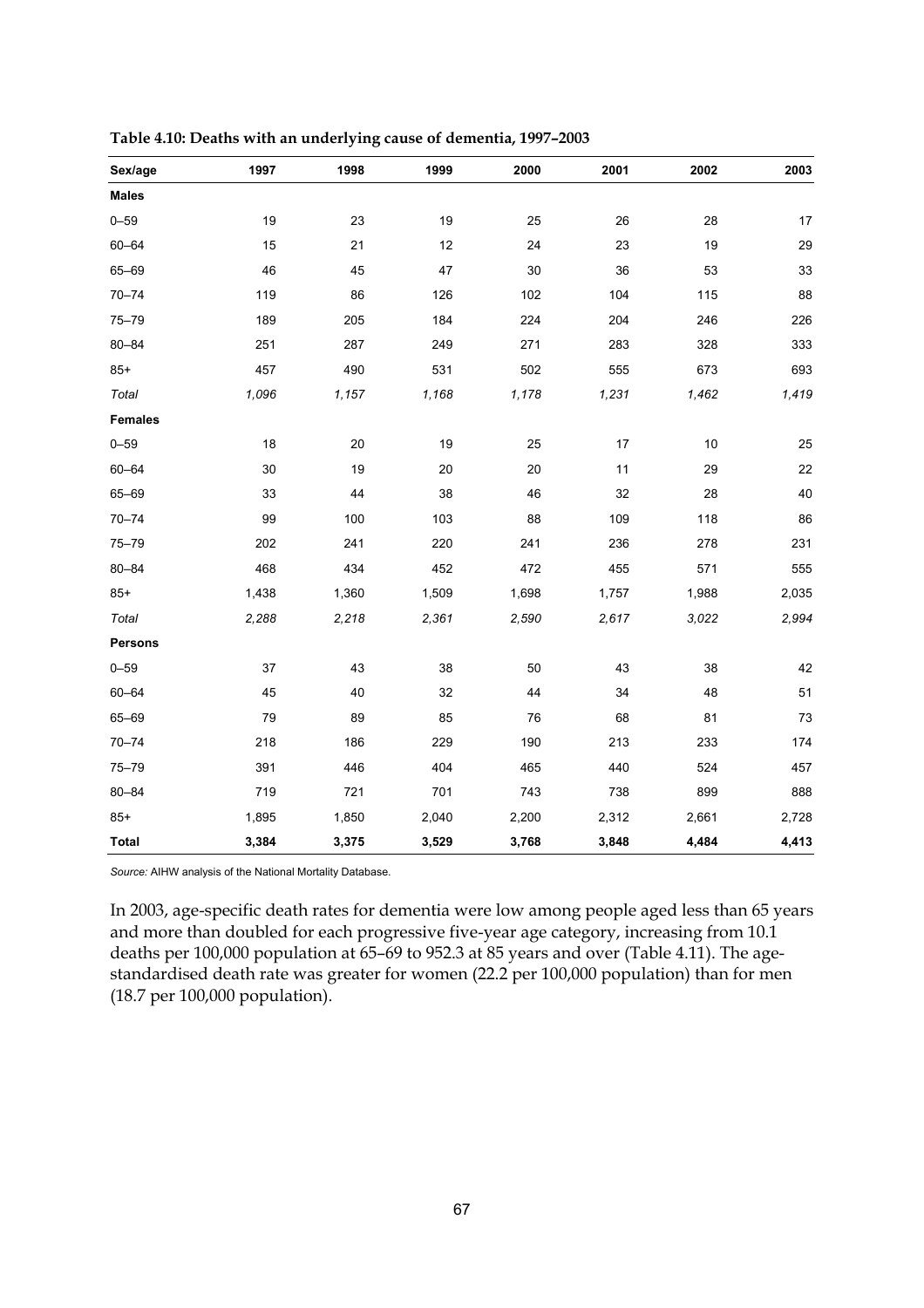**Table 4.10: Deaths with an underlying cause of dementia, 1997–2003**

| Sex/age | 1997 | 1998 | 1999 | 2000 | 2001 | 2002 | 2003 |
|---|---|---|---|---|---|---|---|
| **Males** | | | | | | | |
| 0–59 | 19 | 23 | 19 | 25 | 26 | 28 | 17 |
| 60–64 | 15 | 21 | 12 | 24 | 23 | 19 | 29 |
| 65–69 | 46 | 45 | 47 | 30 | 36 | 53 | 33 |
| 70–74 | 119 | 86 | 126 | 102 | 104 | 115 | 88 |
| 75–79 | 189 | 205 | 184 | 224 | 204 | 246 | 226 |
| 80–84 | 251 | 287 | 249 | 271 | 283 | 328 | 333 |
| 85+ | 457 | 490 | 531 | 502 | 555 | 673 | 693 |
| *Total* | *1,096* | *1,157* | *1,168* | *1,178* | *1,231* | *1,462* | *1,419* |
| **Females** | | | | | | | |
| 0–59 | 18 | 20 | 19 | 25 | 17 | 10 | 25 |
| 60–64 | 30 | 19 | 20 | 20 | 11 | 29 | 22 |
| 65–69 | 33 | 44 | 38 | 46 | 32 | 28 | 40 |
| 70–74 | 99 | 100 | 103 | 88 | 109 | 118 | 86 |
| 75–79 | 202 | 241 | 220 | 241 | 236 | 278 | 231 |
| 80–84 | 468 | 434 | 452 | 472 | 455 | 571 | 555 |
| 85+ | 1,438 | 1,360 | 1,509 | 1,698 | 1,757 | 1,988 | 2,035 |
| *Total* | *2,288* | *2,218* | *2,361* | *2,590* | *2,617* | *3,022* | *2,994* |
| **Persons** | | | | | | | |
| 0–59 | 37 | 43 | 38 | 50 | 43 | 38 | 42 |
| 60–64 | 45 | 40 | 32 | 44 | 34 | 48 | 51 |
| 65–69 | 79 | 89 | 85 | 76 | 68 | 81 | 73 |
| 70–74 | 218 | 186 | 229 | 190 | 213 | 233 | 174 |
| 75–79 | 391 | 446 | 404 | 465 | 440 | 524 | 457 |
| 80–84 | 719 | 721 | 701 | 743 | 738 | 899 | 888 |
| 85+ | 1,895 | 1,850 | 2,040 | 2,200 | 2,312 | 2,661 | 2,728 |
| **Total** | **3,384** | **3,375** | **3,529** | **3,768** | **3,848** | **4,484** | **4,413** |

*Source:* AIHW analysis of the National Mortality Database.

In 2003, age-specific death rates for dementia were low among people aged less than 65 years and more than doubled for each progressive five-year age category, increasing from 10.1 deaths per 100,000 population at 65–69 to 952.3 at 85 years and over (Table 4.11). The age-standardised death rate was greater for women (22.2 per 100,000 population) than for men (18.7 per 100,000 population).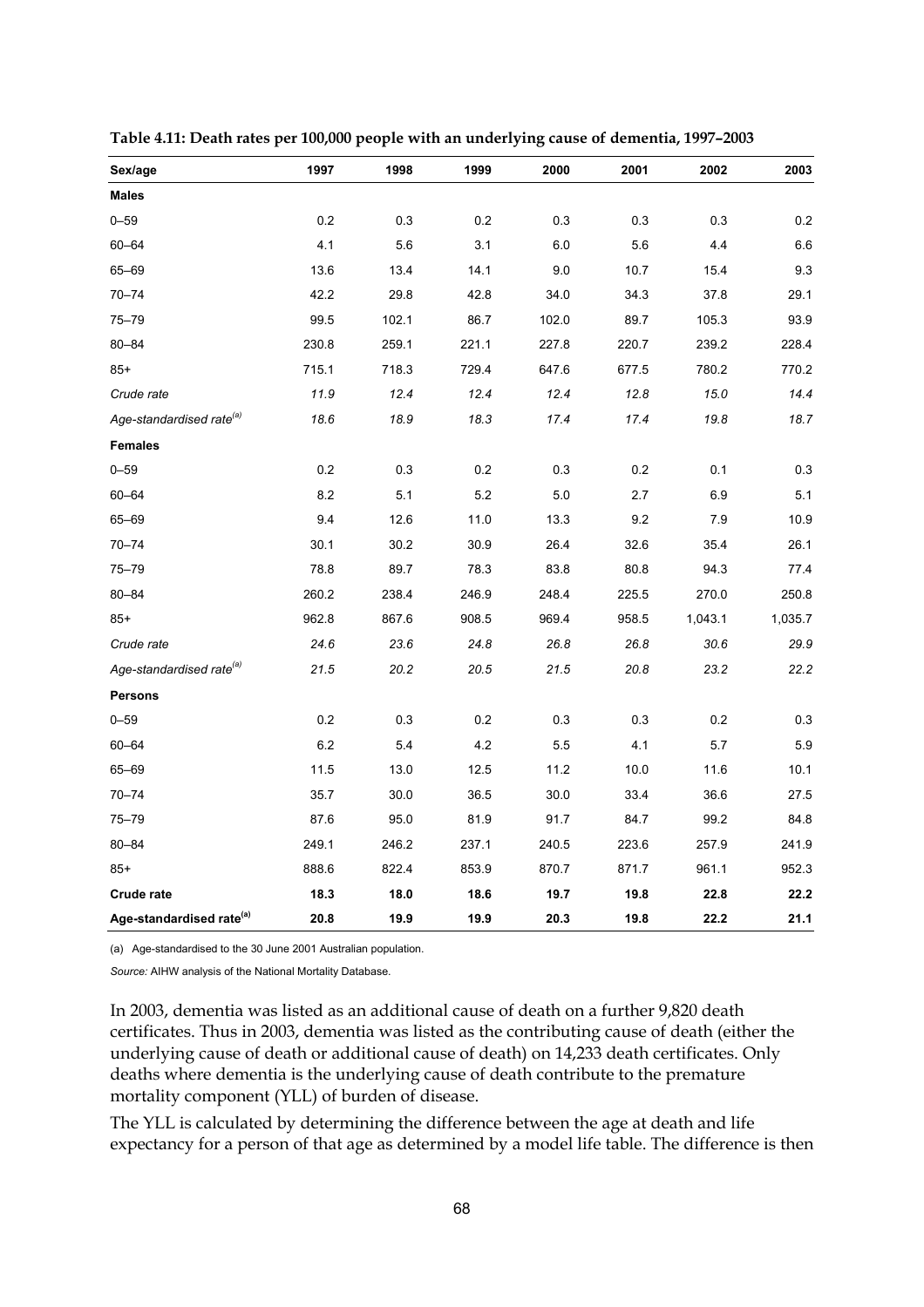**Table 4.11: Death rates per 100,000 people with an underlying cause of dementia, 1997–2003**

| Sex/age | 1997 | 1998 | 1999 | 2000 | 2001 | 2002 | 2003 |
|---|---|---|---|---|---|---|---|
| **Males** | | | | | | | |
| 0–59 | 0.2 | 0.3 | 0.2 | 0.3 | 0.3 | 0.3 | 0.2 |
| 60–64 | 4.1 | 5.6 | 3.1 | 6.0 | 5.6 | 4.4 | 6.6 |
| 65–69 | 13.6 | 13.4 | 14.1 | 9.0 | 10.7 | 15.4 | 9.3 |
| 70–74 | 42.2 | 29.8 | 42.8 | 34.0 | 34.3 | 37.8 | 29.1 |
| 75–79 | 99.5 | 102.1 | 86.7 | 102.0 | 89.7 | 105.3 | 93.9 |
| 80–84 | 230.8 | 259.1 | 221.1 | 227.8 | 220.7 | 239.2 | 228.4 |
| 85+ | 715.1 | 718.3 | 729.4 | 647.6 | 677.5 | 780.2 | 770.2 |
| *Crude rate* | *11.9* | *12.4* | *12.4* | *12.4* | *12.8* | *15.0* | *14.4* |
| *Age-standardised rate[(a)]* | *18.6* | *18.9* | *18.3* | *17.4* | *17.4* | *19.8* | *18.7* |
| **Females** | | | | | | | |
| 0–59 | 0.2 | 0.3 | 0.2 | 0.3 | 0.2 | 0.1 | 0.3 |
| 60–64 | 8.2 | 5.1 | 5.2 | 5.0 | 2.7 | 6.9 | 5.1 |
| 65–69 | 9.4 | 12.6 | 11.0 | 13.3 | 9.2 | 7.9 | 10.9 |
| 70–74 | 30.1 | 30.2 | 30.9 | 26.4 | 32.6 | 35.4 | 26.1 |
| 75–79 | 78.8 | 89.7 | 78.3 | 83.8 | 80.8 | 94.3 | 77.4 |
| 80–84 | 260.2 | 238.4 | 246.9 | 248.4 | 225.5 | 270.0 | 250.8 |
| 85+ | 962.8 | 867.6 | 908.5 | 969.4 | 958.5 | 1,043.1 | 1,035.7 |
| *Crude rate* | *24.6* | *23.6* | *24.8* | *26.8* | *26.8* | *30.6* | *29.9* |
| *Age-standardised rate[(a)]* | *21.5* | *20.2* | *20.5* | *21.5* | *20.8* | *23.2* | *22.2* |
| **Persons** | | | | | | | |
| 0–59 | 0.2 | 0.3 | 0.2 | 0.3 | 0.3 | 0.2 | 0.3 |
| 60–64 | 6.2 | 5.4 | 4.2 | 5.5 | 4.1 | 5.7 | 5.9 |
| 65–69 | 11.5 | 13.0 | 12.5 | 11.2 | 10.0 | 11.6 | 10.1 |
| 70–74 | 35.7 | 30.0 | 36.5 | 30.0 | 33.4 | 36.6 | 27.5 |
| 75–79 | 87.6 | 95.0 | 81.9 | 91.7 | 84.7 | 99.2 | 84.8 |
| 80–84 | 249.1 | 246.2 | 237.1 | 240.5 | 223.6 | 257.9 | 241.9 |
| 85+ | 888.6 | 822.4 | 853.9 | 870.7 | 871.7 | 961.1 | 952.3 |
| **Crude rate** | **18.3** | **18.0** | **18.6** | **19.7** | **19.8** | **22.8** | **22.2** |
| **Age-standardised rate[(a)]** | **20.8** | **19.9** | **19.9** | **20.3** | **19.8** | **22.2** | **21.1** |

(a) Age-standardised to the 30 June 2001 Australian population.

*Source:* AIHW analysis of the National Mortality Database.

In 2003, dementia was listed as an additional cause of death on a further 9,820 death certificates. Thus in 2003, dementia was listed as the contributing cause of death (either the underlying cause of death or additional cause of death) on 14,233 death certificates. Only deaths where dementia is the underlying cause of death contribute to the premature mortality component (YLL) of burden of disease.

The YLL is calculated by determining the difference between the age at death and life expectancy for a person of that age as determined by a model life table. The difference is then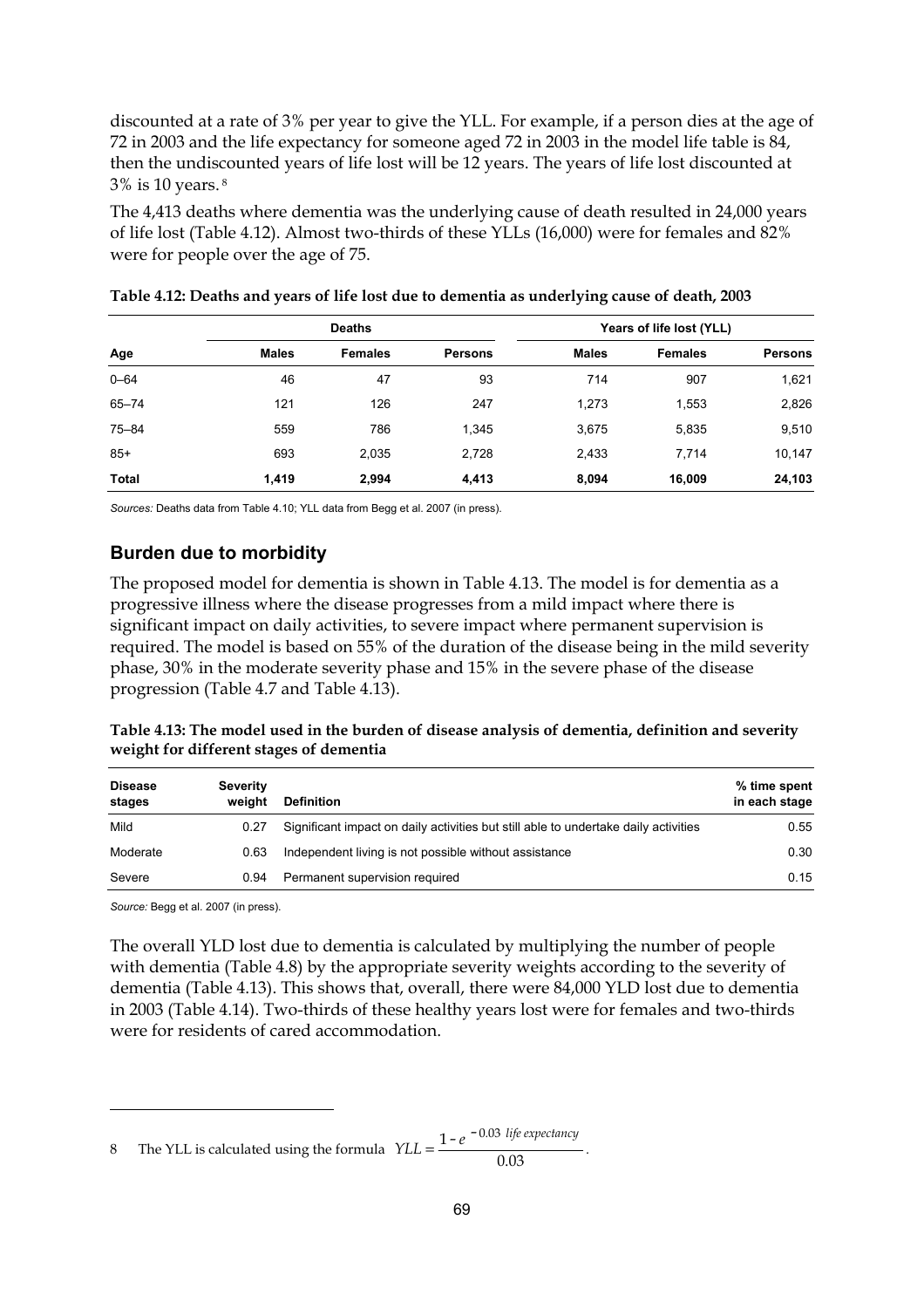discounted at a rate of 3% per year to give the YLL. For example, if a person dies at the age of 72 in 2003 and the life expectancy for someone aged 72 in 2003 in the model life table is 84, then the undiscounted years of life lost will be 12 years. The years of life lost discounted at 3% is 10 years.[8]

The 4,413 deaths where dementia was the underlying cause of death resulted in 24,000 years of life lost (Table 4.12). Almost two-thirds of these YLLs (16,000) were for females and 82% were for people over the age of 75.

**Table 4.12: Deaths and years of life lost due to dementia as underlying cause of death, 2003**

| | Deaths | | | Years of life lost (YLL) | | |
|---|---|---|---|---|---|---|
| **Age** | **Males** | **Females** | **Persons** | **Males** | **Females** | **Persons** |
| 0–64 | 46 | 47 | 93 | 714 | 907 | 1,621 |
| 65–74 | 121 | 126 | 247 | 1,273 | 1,553 | 2,826 |
| 75–84 | 559 | 786 | 1,345 | 3,675 | 5,835 | 9,510 |
| 85+ | 693 | 2,035 | 2,728 | 2,433 | 7,714 | 10,147 |
| **Total** | **1,419** | **2,994** | **4,413** | **8,094** | **16,009** | **24,103** |

*Sources:* Deaths data from Table 4.10; YLL data from Begg et al. 2007 (in press).

## Burden due to morbidity

The proposed model for dementia is shown in Table 4.13. The model is for dementia as a progressive illness where the disease progresses from a mild impact where there is significant impact on daily activities, to severe impact where permanent supervision is required. The model is based on 55% of the duration of the disease being in the mild severity phase, 30% in the moderate severity phase and 15% in the severe phase of the disease progression (Table 4.7 and Table 4.13).

**Table 4.13: The model used in the burden of disease analysis of dementia, definition and severity weight for different stages of dementia**

| Disease stages | Severity weight | Definition | % time spent in each stage |
|---|---|---|---|
| Mild | 0.27 | Significant impact on daily activities but still able to undertake daily activities | 0.55 |
| Moderate | 0.63 | Independent living is not possible without assistance | 0.30 |
| Severe | 0.94 | Permanent supervision required | 0.15 |

*Source:* Begg et al. 2007 (in press).

The overall YLD lost due to dementia is calculated by multiplying the number of people with dementia (Table 4.8) by the appropriate severity weights according to the severity of dementia (Table 4.13). This shows that, overall, there were 84,000 YLD lost due to dementia in 2003 (Table 4.14). Two-thirds of these healthy years lost were for females and two-thirds were for residents of cared accommodation.

---

8 The YLL is calculated using the formula $YLL = \frac{1 - e^{-0.03 \; life\ expectancy}}{0.03}$.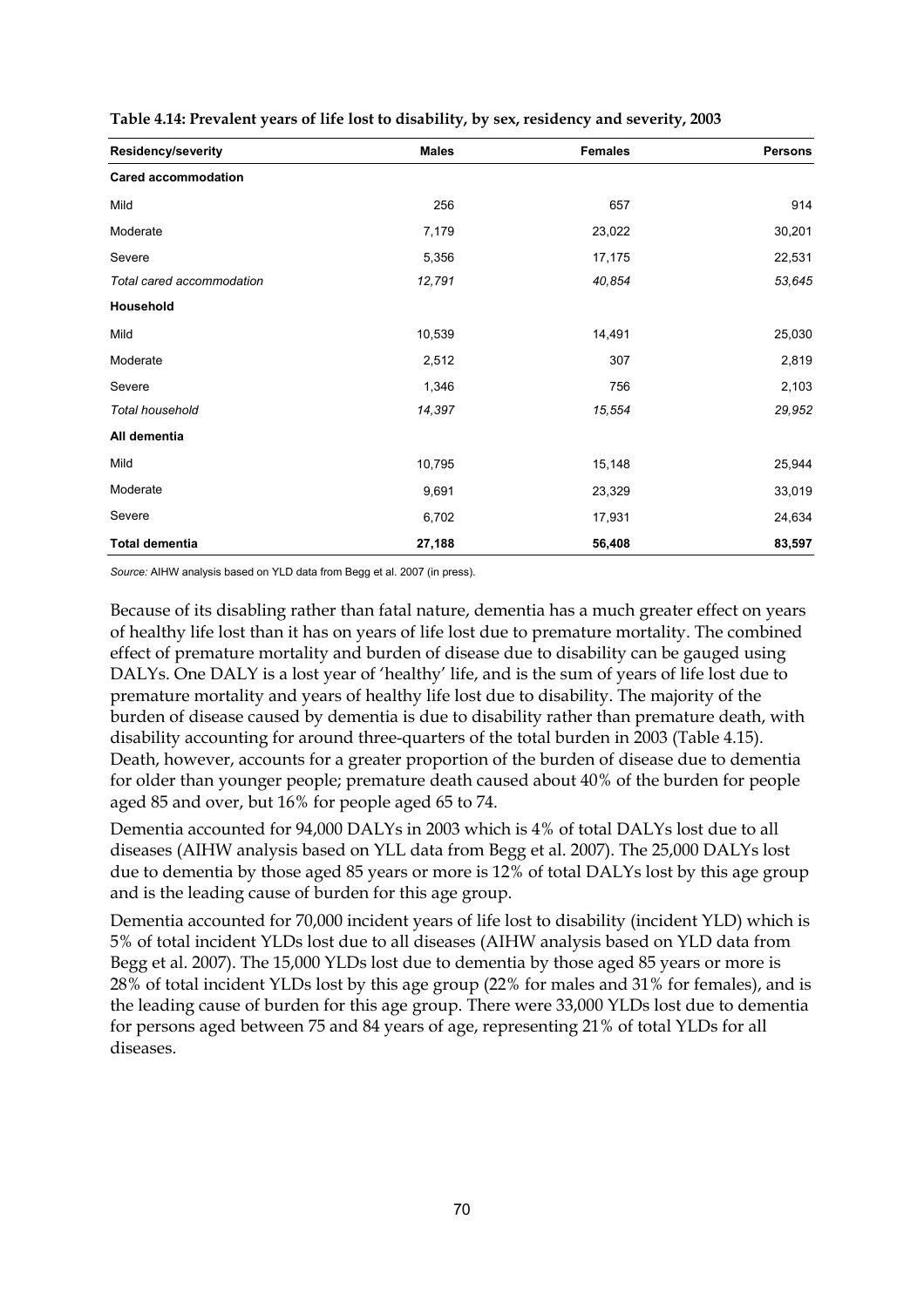**Table 4.14: Prevalent years of life lost to disability, by sex, residency and severity, 2003**

| Residency/severity | Males | Females | Persons |
|---|---|---|---|
| **Cared accommodation** | | | |
| Mild | 256 | 657 | 914 |
| Moderate | 7,179 | 23,022 | 30,201 |
| Severe | 5,356 | 17,175 | 22,531 |
| *Total cared accommodation* | *12,791* | *40,854* | *53,645* |
| **Household** | | | |
| Mild | 10,539 | 14,491 | 25,030 |
| Moderate | 2,512 | 307 | 2,819 |
| Severe | 1,346 | 756 | 2,103 |
| *Total household* | *14,397* | *15,554* | *29,952* |
| **All dementia** | | | |
| Mild | 10,795 | 15,148 | 25,944 |
| Moderate | 9,691 | 23,329 | 33,019 |
| Severe | 6,702 | 17,931 | 24,634 |
| **Total dementia** | **27,188** | **56,408** | **83,597** |

*Source:* AIHW analysis based on YLD data from Begg et al. 2007 (in press).

Because of its disabling rather than fatal nature, dementia has a much greater effect on years of healthy life lost than it has on years of life lost due to premature mortality. The combined effect of premature mortality and burden of disease due to disability can be gauged using DALYs. One DALY is a lost year of 'healthy' life, and is the sum of years of life lost due to premature mortality and years of healthy life lost due to disability. The majority of the burden of disease caused by dementia is due to disability rather than premature death, with disability accounting for around three-quarters of the total burden in 2003 (Table 4.15). Death, however, accounts for a greater proportion of the burden of disease due to dementia for older than younger people; premature death caused about 40% of the burden for people aged 85 and over, but 16% for people aged 65 to 74.

Dementia accounted for 94,000 DALYs in 2003 which is 4% of total DALYs lost due to all diseases (AIHW analysis based on YLL data from Begg et al. 2007). The 25,000 DALYs lost due to dementia by those aged 85 years or more is 12% of total DALYs lost by this age group and is the leading cause of burden for this age group.

Dementia accounted for 70,000 incident years of life lost to disability (incident YLD) which is 5% of total incident YLDs lost due to all diseases (AIHW analysis based on YLD data from Begg et al. 2007). The 15,000 YLDs lost due to dementia by those aged 85 years or more is 28% of total incident YLDs lost by this age group (22% for males and 31% for females), and is the leading cause of burden for this age group. There were 33,000 YLDs lost due to dementia for persons aged between 75 and 84 years of age, representing 21% of total YLDs for all diseases.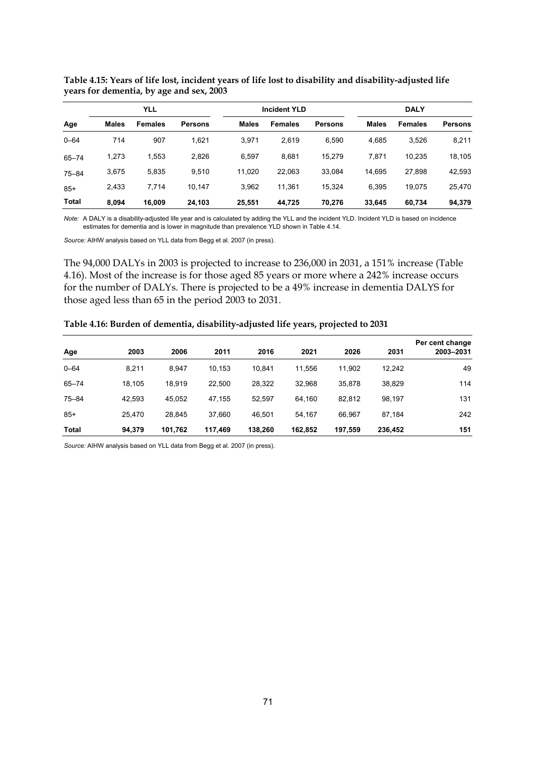**Table 4.15: Years of life lost, incident years of life lost to disability and disability-adjusted life years for dementia, by age and sex, 2003**

| | YLL | | | Incident YLD | | | DALY | | |
|---|---|---|---|---|---|---|---|---|---|
| Age | Males | Females | Persons | Males | Females | Persons | Males | Females | Persons |
| 0–64 | 714 | 907 | 1,621 | 3,971 | 2,619 | 6,590 | 4,685 | 3,526 | 8,211 |
| 65–74 | 1,273 | 1,553 | 2,826 | 6,597 | 8,681 | 15,279 | 7,871 | 10,235 | 18,105 |
| 75–84 | 3,675 | 5,835 | 9,510 | 11,020 | 22,063 | 33,084 | 14,695 | 27,898 | 42,593 |
| 85+ | 2,433 | 7,714 | 10,147 | 3,962 | 11,361 | 15,324 | 6,395 | 19,075 | 25,470 |
| **Total** | **8,094** | **16,009** | **24,103** | **25,551** | **44,725** | **70,276** | **33,645** | **60,734** | **94,379** |

*Note:* A DALY is a disability-adjusted life year and is calculated by adding the YLL and the incident YLD. Incident YLD is based on incidence estimates for dementia and is lower in magnitude than prevalence YLD shown in Table 4.14.

*Source:* AIHW analysis based on YLL data from Begg et al. 2007 (in press).

The 94,000 DALYs in 2003 is projected to increase to 236,000 in 2031, a 151% increase (Table 4.16). Most of the increase is for those aged 85 years or more where a 242% increase occurs for the number of DALYs. There is projected to be a 49% increase in dementia DALYS for those aged less than 65 in the period 2003 to 2031.

**Table 4.16: Burden of dementia, disability-adjusted life years, projected to 2031**

| Age | 2003 | 2006 | 2011 | 2016 | 2021 | 2026 | 2031 | Per cent change 2003–2031 |
|---|---|---|---|---|---|---|---|---|
| 0–64 | 8,211 | 8,947 | 10,153 | 10,841 | 11,556 | 11,902 | 12,242 | 49 |
| 65–74 | 18,105 | 18,919 | 22,500 | 28,322 | 32,968 | 35,878 | 38,829 | 114 |
| 75–84 | 42,593 | 45,052 | 47,155 | 52,597 | 64,160 | 82,812 | 98,197 | 131 |
| 85+ | 25,470 | 28,845 | 37,660 | 46,501 | 54,167 | 66,967 | 87,184 | 242 |
| **Total** | **94,379** | **101,762** | **117,469** | **138,260** | **162,852** | **197,559** | **236,452** | **151** |

*Source:* AIHW analysis based on YLL data from Begg et al. 2007 (in press).